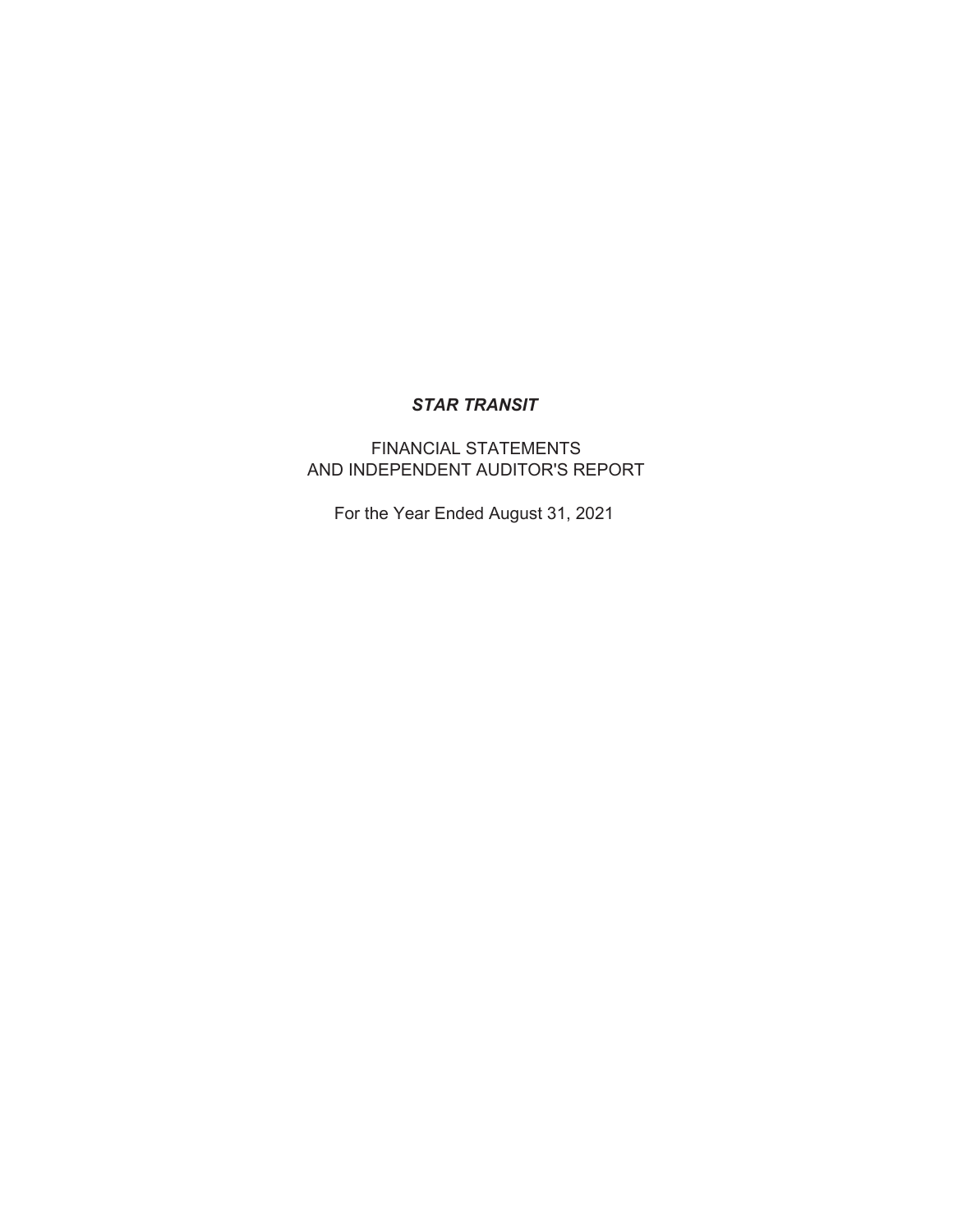# *STAR TRANSIT*

FINANCIAL STATEMENTS
AND INDEPENDENT AUDITOR'S REPORT

For the Year Ended August 31, 2021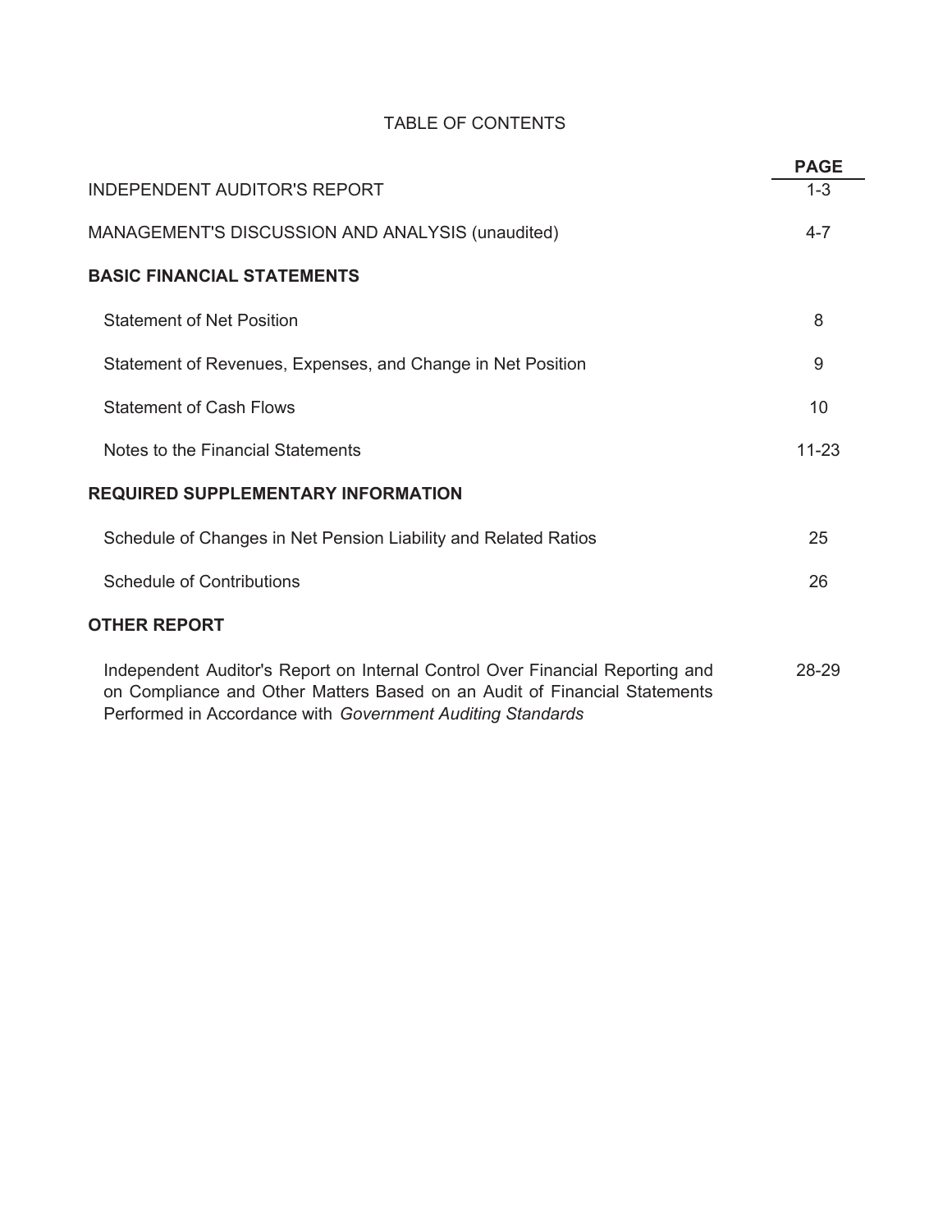# TABLE OF CONTENTS

| | PAGE |
|---|---|
| INDEPENDENT AUDITOR'S REPORT | 1-3 |
| MANAGEMENT'S DISCUSSION AND ANALYSIS (unaudited) | 4-7 |
| **BASIC FINANCIAL STATEMENTS** | |
| Statement of Net Position | 8 |
| Statement of Revenues, Expenses, and Change in Net Position | 9 |
| Statement of Cash Flows | 10 |
| Notes to the Financial Statements | 11-23 |
| **REQUIRED SUPPLEMENTARY INFORMATION** | |
| Schedule of Changes in Net Pension Liability and Related Ratios | 25 |
| Schedule of Contributions | 26 |
| **OTHER REPORT** | |
| Independent Auditor's Report on Internal Control Over Financial Reporting and on Compliance and Other Matters Based on an Audit of Financial Statements Performed in Accordance with *Government Auditing Standards* | 28-29 |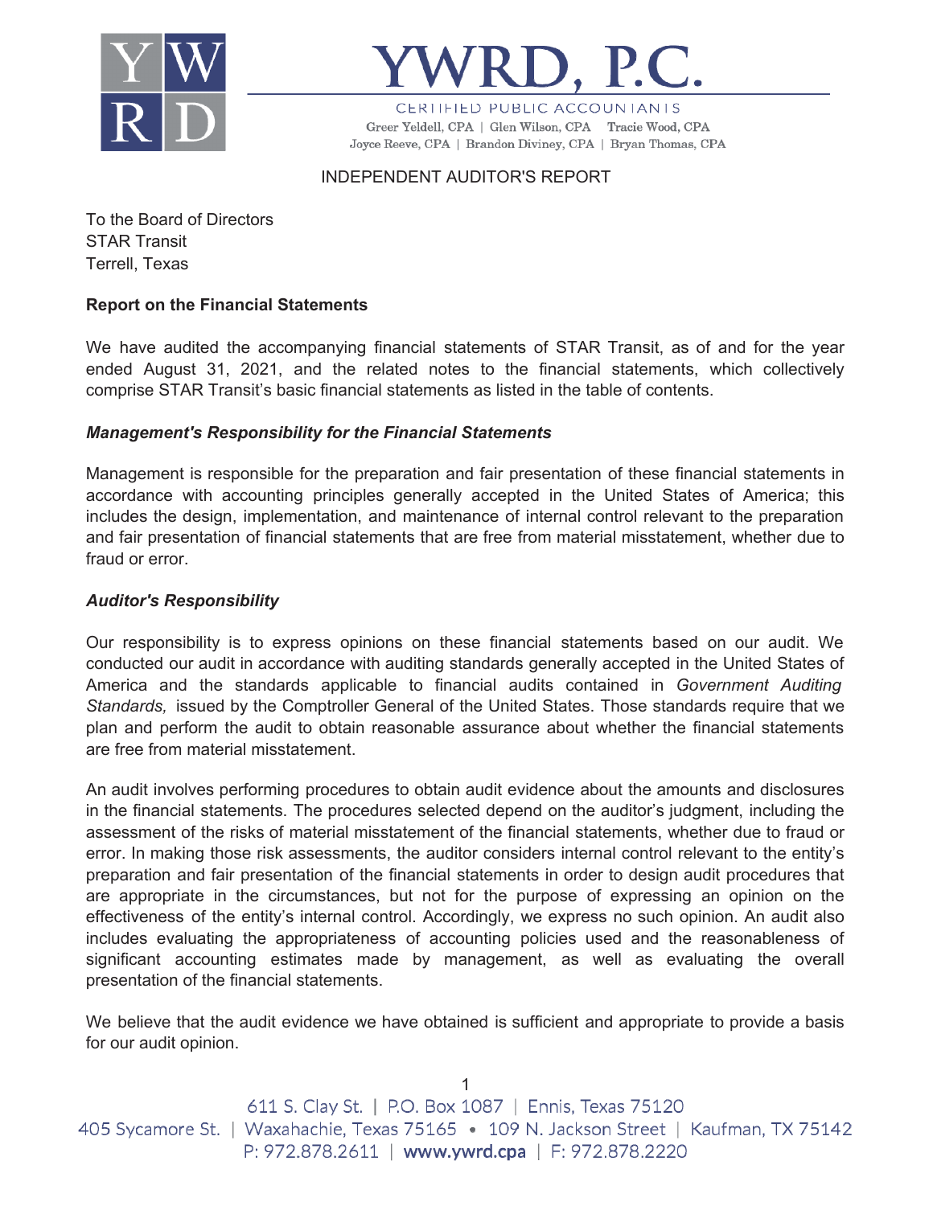# YWRD, P.C.

CERTIFIED PUBLIC ACCOUNTANTS

Greer Yeldell, CPA | Glen Wilson, CPA  Tracie Wood, CPA
Joyce Reeve, CPA | Brandon Diviney, CPA | Bryan Thomas, CPA

## INDEPENDENT AUDITOR'S REPORT

To the Board of Directors
STAR Transit
Terrell, Texas

### Report on the Financial Statements

We have audited the accompanying financial statements of STAR Transit, as of and for the year ended August 31, 2021, and the related notes to the financial statements, which collectively comprise STAR Transit's basic financial statements as listed in the table of contents.

#### *Management's Responsibility for the Financial Statements*

Management is responsible for the preparation and fair presentation of these financial statements in accordance with accounting principles generally accepted in the United States of America; this includes the design, implementation, and maintenance of internal control relevant to the preparation and fair presentation of financial statements that are free from material misstatement, whether due to fraud or error.

#### *Auditor's Responsibility*

Our responsibility is to express opinions on these financial statements based on our audit. We conducted our audit in accordance with auditing standards generally accepted in the United States of America and the standards applicable to financial audits contained in *Government Auditing Standards,* issued by the Comptroller General of the United States. Those standards require that we plan and perform the audit to obtain reasonable assurance about whether the financial statements are free from material misstatement.

An audit involves performing procedures to obtain audit evidence about the amounts and disclosures in the financial statements. The procedures selected depend on the auditor's judgment, including the assessment of the risks of material misstatement of the financial statements, whether due to fraud or error. In making those risk assessments, the auditor considers internal control relevant to the entity's preparation and fair presentation of the financial statements in order to design audit procedures that are appropriate in the circumstances, but not for the purpose of expressing an opinion on the effectiveness of the entity's internal control. Accordingly, we express no such opinion. An audit also includes evaluating the appropriateness of accounting policies used and the reasonableness of significant accounting estimates made by management, as well as evaluating the overall presentation of the financial statements.

We believe that the audit evidence we have obtained is sufficient and appropriate to provide a basis for our audit opinion.

611 S. Clay St. | P.O. Box 1087 | Ennis, Texas 75120
405 Sycamore St. | Waxahachie, Texas 75165 • 109 N. Jackson Street | Kaufman, TX 75142
P: 972.878.2611 | www.ywrd.cpa | F: 972.878.2220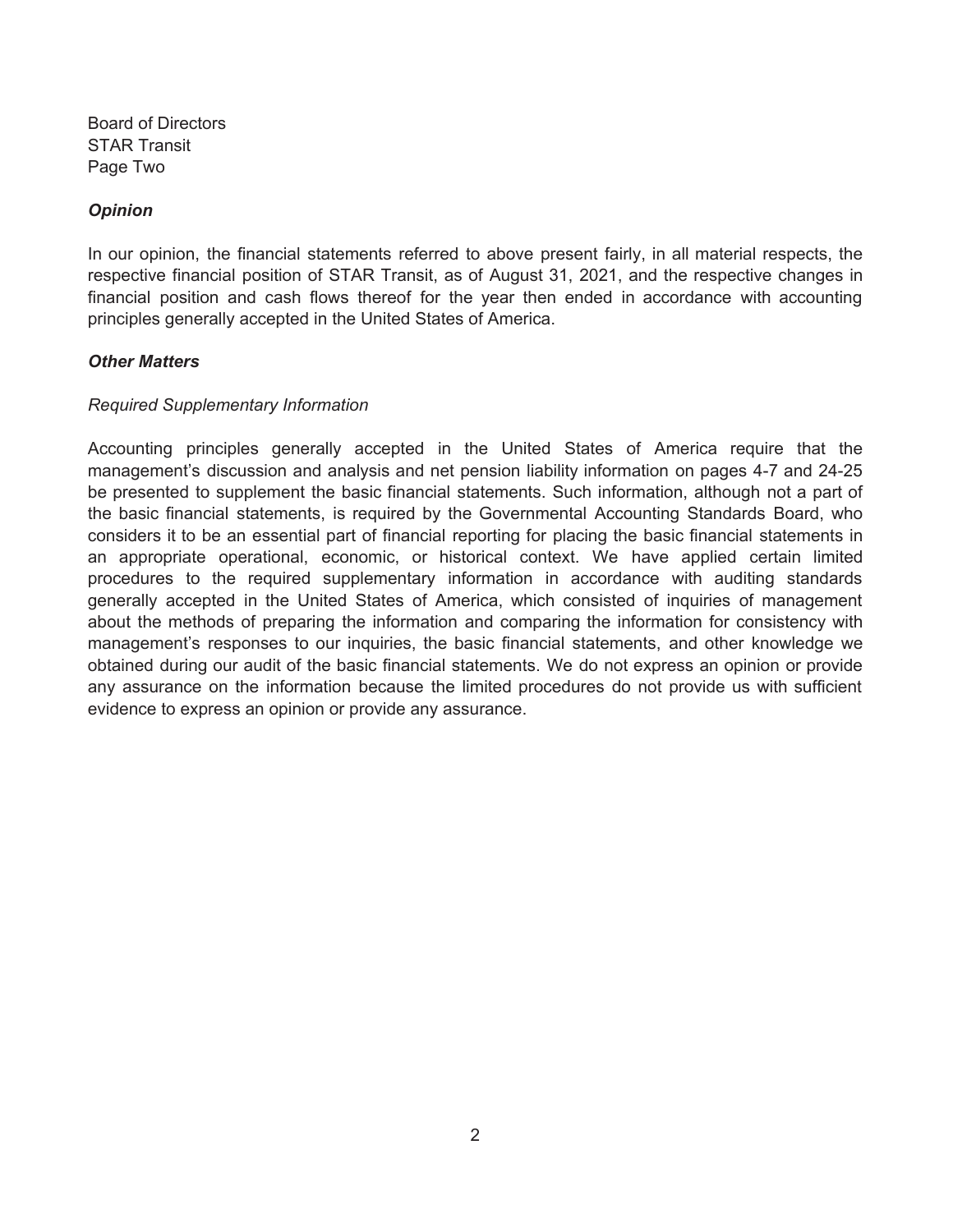Board of Directors
STAR Transit
Page Two

***Opinion***

In our opinion, the financial statements referred to above present fairly, in all material respects, the respective financial position of STAR Transit, as of August 31, 2021, and the respective changes in financial position and cash flows thereof for the year then ended in accordance with accounting principles generally accepted in the United States of America.

***Other Matters***

*Required Supplementary Information*

Accounting principles generally accepted in the United States of America require that the management's discussion and analysis and net pension liability information on pages 4-7 and 24-25 be presented to supplement the basic financial statements. Such information, although not a part of the basic financial statements, is required by the Governmental Accounting Standards Board, who considers it to be an essential part of financial reporting for placing the basic financial statements in an appropriate operational, economic, or historical context. We have applied certain limited procedures to the required supplementary information in accordance with auditing standards generally accepted in the United States of America, which consisted of inquiries of management about the methods of preparing the information and comparing the information for consistency with management's responses to our inquiries, the basic financial statements, and other knowledge we obtained during our audit of the basic financial statements. We do not express an opinion or provide any assurance on the information because the limited procedures do not provide us with sufficient evidence to express an opinion or provide any assurance.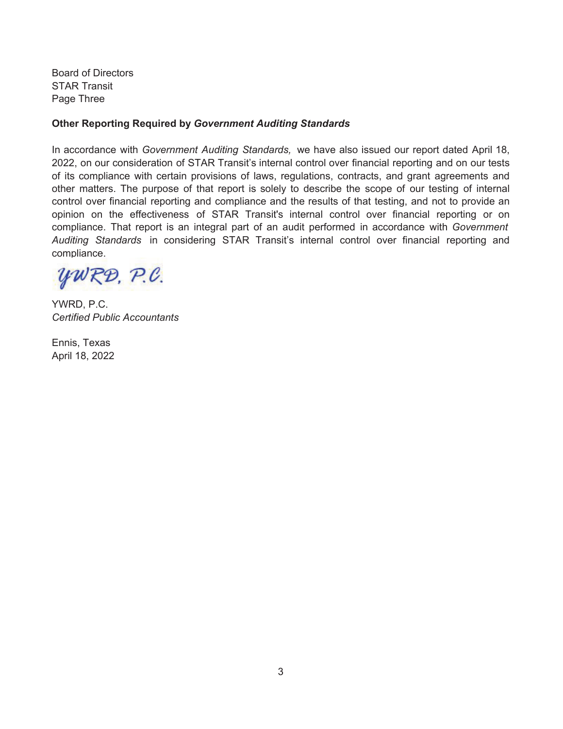Board of Directors
STAR Transit
Page Three

**Other Reporting Required by *Government Auditing Standards***

In accordance with *Government Auditing Standards,* we have also issued our report dated April 18, 2022, on our consideration of STAR Transit's internal control over financial reporting and on our tests of its compliance with certain provisions of laws, regulations, contracts, and grant agreements and other matters. The purpose of that report is solely to describe the scope of our testing of internal control over financial reporting and compliance and the results of that testing, and not to provide an opinion on the effectiveness of STAR Transit's internal control over financial reporting or on compliance. That report is an integral part of an audit performed in accordance with *Government Auditing Standards* in considering STAR Transit's internal control over financial reporting and compliance.

YWRD, P.C.

YWRD, P.C.
*Certified Public Accountants*

Ennis, Texas
April 18, 2022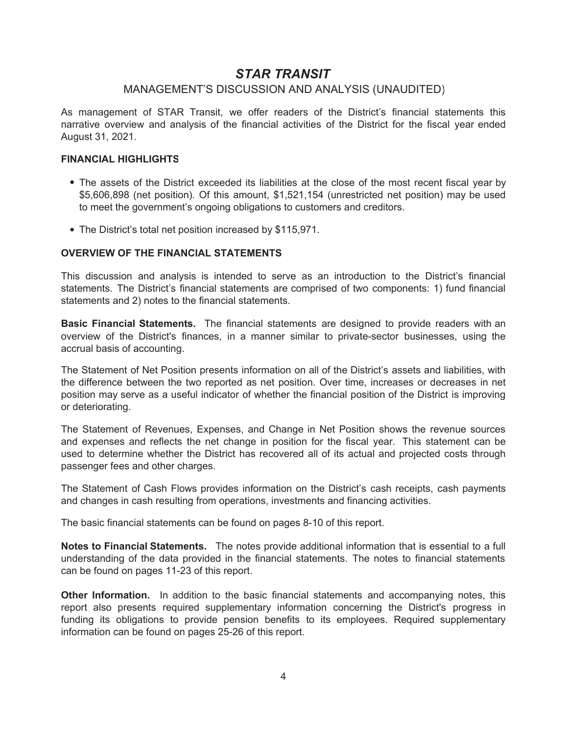# *STAR TRANSIT*

## MANAGEMENT'S DISCUSSION AND ANALYSIS (UNAUDITED)

As management of STAR Transit, we offer readers of the District's financial statements this narrative overview and analysis of the financial activities of the District for the fiscal year ended August 31, 2021.

### FINANCIAL HIGHLIGHTS

- The assets of the District exceeded its liabilities at the close of the most recent fiscal year by $5,606,898 (net position). Of this amount, $1,521,154 (unrestricted net position) may be used to meet the government's ongoing obligations to customers and creditors.
- The District's total net position increased by $115,971.

### OVERVIEW OF THE FINANCIAL STATEMENTS

This discussion and analysis is intended to serve as an introduction to the District's financial statements. The District's financial statements are comprised of two components: 1) fund financial statements and 2) notes to the financial statements.

**Basic Financial Statements.** The financial statements are designed to provide readers with an overview of the District's finances, in a manner similar to private-sector businesses, using the accrual basis of accounting.

The Statement of Net Position presents information on all of the District's assets and liabilities, with the difference between the two reported as net position. Over time, increases or decreases in net position may serve as a useful indicator of whether the financial position of the District is improving or deteriorating.

The Statement of Revenues, Expenses, and Change in Net Position shows the revenue sources and expenses and reflects the net change in position for the fiscal year. This statement can be used to determine whether the District has recovered all of its actual and projected costs through passenger fees and other charges.

The Statement of Cash Flows provides information on the District's cash receipts, cash payments and changes in cash resulting from operations, investments and financing activities.

The basic financial statements can be found on pages 8-10 of this report.

**Notes to Financial Statements.** The notes provide additional information that is essential to a full understanding of the data provided in the financial statements. The notes to financial statements can be found on pages 11-23 of this report.

**Other Information.** In addition to the basic financial statements and accompanying notes, this report also presents required supplementary information concerning the District's progress in funding its obligations to provide pension benefits to its employees. Required supplementary information can be found on pages 25-26 of this report.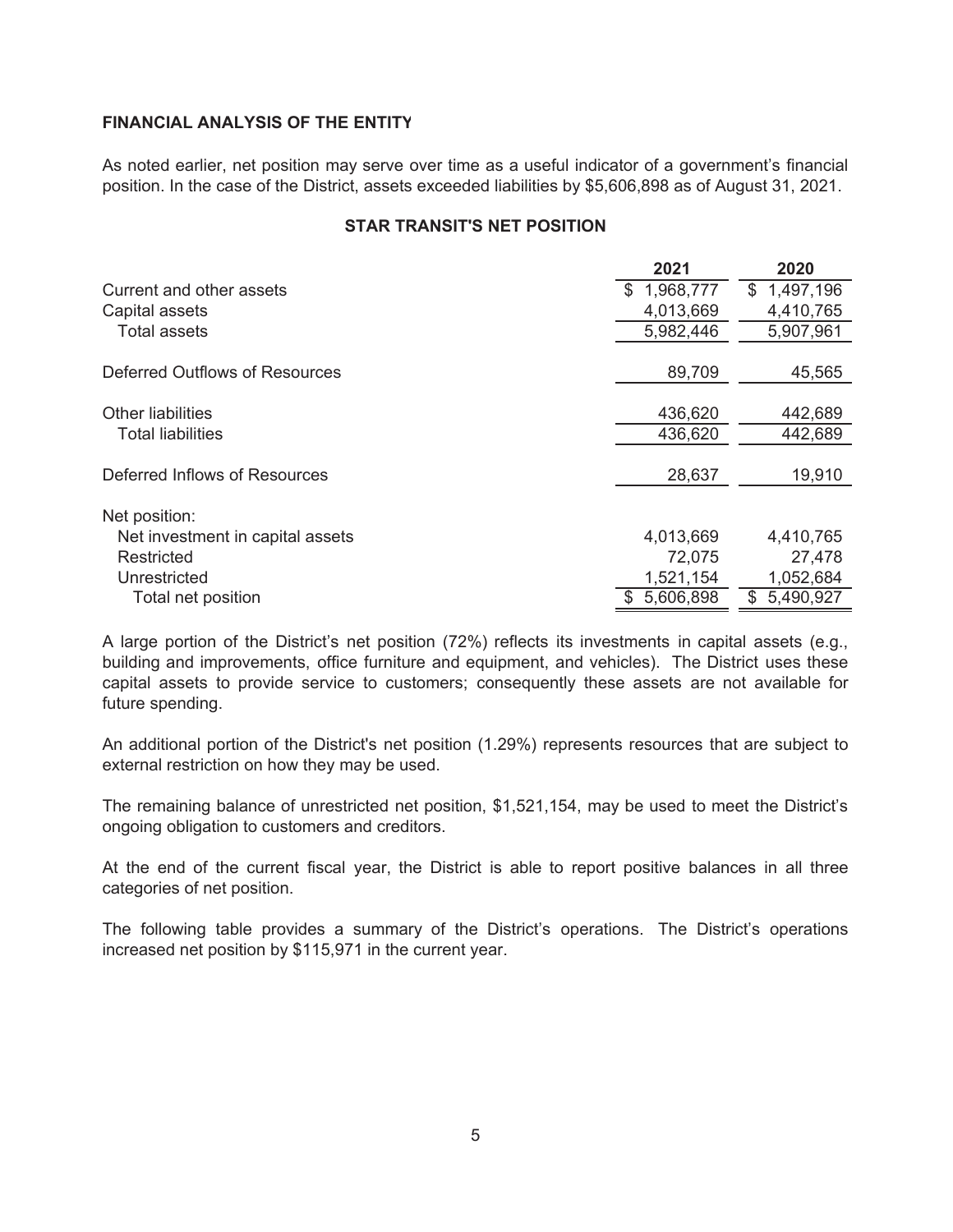## FINANCIAL ANALYSIS OF THE ENTITY

As noted earlier, net position may serve over time as a useful indicator of a government's financial position. In the case of the District, assets exceeded liabilities by $5,606,898 as of August 31, 2021.

### STAR TRANSIT'S NET POSITION

| | 2021 | 2020 |
|---|---|---|
| Current and other assets | $ 1,968,777 | $ 1,497,196 |
| Capital assets | 4,013,669 | 4,410,765 |
| Total assets | 5,982,446 | 5,907,961 |
| Deferred Outflows of Resources | 89,709 | 45,565 |
| Other liabilities | 436,620 | 442,689 |
| Total liabilities | 436,620 | 442,689 |
| Deferred Inflows of Resources | 28,637 | 19,910 |
| Net position: | | |
| Net investment in capital assets | 4,013,669 | 4,410,765 |
| Restricted | 72,075 | 27,478 |
| Unrestricted | 1,521,154 | 1,052,684 |
| Total net position | $ 5,606,898 | $ 5,490,927 |

A large portion of the District's net position (72%) reflects its investments in capital assets (e.g., building and improvements, office furniture and equipment, and vehicles). The District uses these capital assets to provide service to customers; consequently these assets are not available for future spending.

An additional portion of the District's net position (1.29%) represents resources that are subject to external restriction on how they may be used.

The remaining balance of unrestricted net position, $1,521,154, may be used to meet the District's ongoing obligation to customers and creditors.

At the end of the current fiscal year, the District is able to report positive balances in all three categories of net position.

The following table provides a summary of the District's operations. The District's operations increased net position by $115,971 in the current year.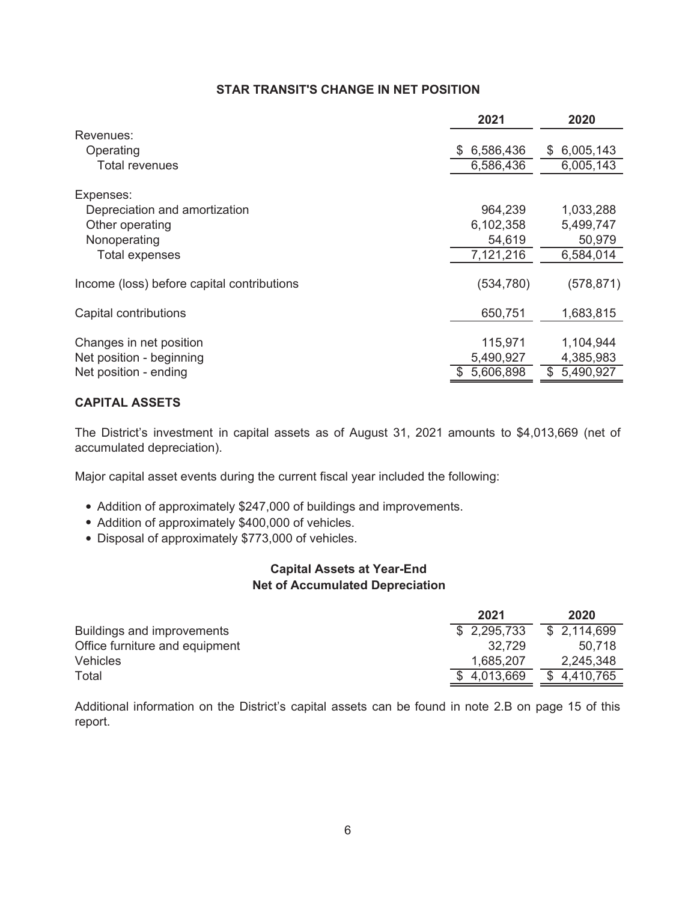## STAR TRANSIT'S CHANGE IN NET POSITION

| | 2021 | 2020 |
|---|---|---|
| Revenues: | | |
| Operating | $ 6,586,436 | $ 6,005,143 |
| Total revenues | 6,586,436 | 6,005,143 |
| | | |
| Expenses: | | |
| Depreciation and amortization | 964,239 | 1,033,288 |
| Other operating | 6,102,358 | 5,499,747 |
| Nonoperating | 54,619 | 50,979 |
| Total expenses | 7,121,216 | 6,584,014 |
| | | |
| Income (loss) before capital contributions | (534,780) | (578,871) |
| | | |
| Capital contributions | 650,751 | 1,683,815 |
| | | |
| Changes in net position | 115,971 | 1,104,944 |
| Net position - beginning | 5,490,927 | 4,385,983 |
| Net position - ending | $ 5,606,898 | $ 5,490,927 |

## CAPITAL ASSETS

The District's investment in capital assets as of August 31, 2021 amounts to $4,013,669 (net of accumulated depreciation).

Major capital asset events during the current fiscal year included the following:

- Addition of approximately $247,000 of buildings and improvements.
- Addition of approximately $400,000 of vehicles.
- Disposal of approximately $773,000 of vehicles.

### Capital Assets at Year-End
### Net of Accumulated Depreciation

| | 2021 | 2020 |
|---|---|---|
| Buildings and improvements | $ 2,295,733 | $ 2,114,699 |
| Office furniture and equipment | 32,729 | 50,718 |
| Vehicles | 1,685,207 | 2,245,348 |
| Total | $ 4,013,669 | $ 4,410,765 |

Additional information on the District's capital assets can be found in note 2.B on page 15 of this report.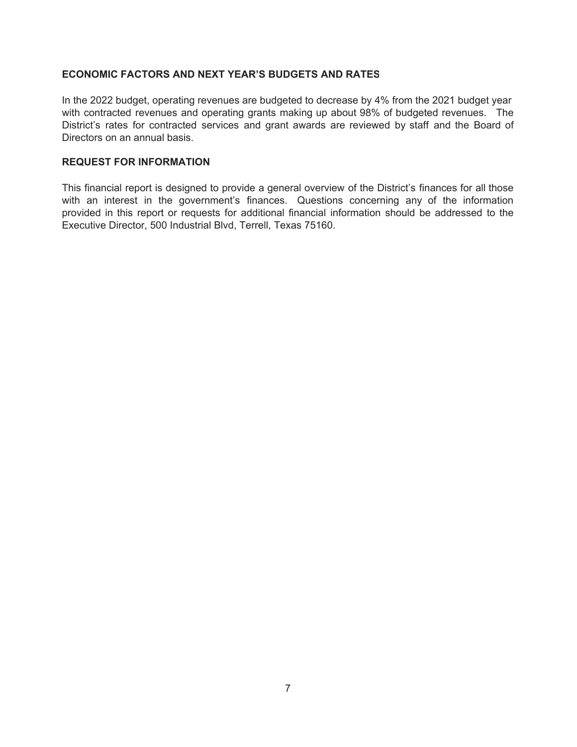## ECONOMIC FACTORS AND NEXT YEAR'S BUDGETS AND RATES

In the 2022 budget, operating revenues are budgeted to decrease by 4% from the 2021 budget year with contracted revenues and operating grants making up about 98% of budgeted revenues. The District's rates for contracted services and grant awards are reviewed by staff and the Board of Directors on an annual basis.

## REQUEST FOR INFORMATION

This financial report is designed to provide a general overview of the District's finances for all those with an interest in the government's finances. Questions concerning any of the information provided in this report or requests for additional financial information should be addressed to the Executive Director, 500 Industrial Blvd, Terrell, Texas 75160.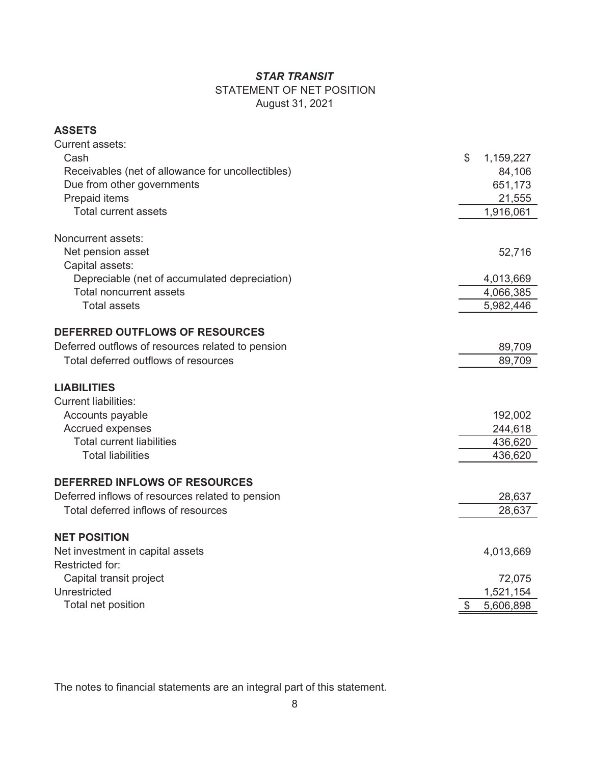***STAR TRANSIT***

STATEMENT OF NET POSITION

August 31, 2021

| | |
|---|---|
| **ASSETS** | |
| Current assets: | |
| Cash | $ 1,159,227 |
| Receivables (net of allowance for uncollectibles) | 84,106 |
| Due from other governments | 651,173 |
| Prepaid items | 21,555 |
| Total current assets | 1,916,061 |
| Noncurrent assets: | |
| Net pension asset | 52,716 |
| Capital assets: | |
| Depreciable (net of accumulated depreciation) | 4,013,669 |
| Total noncurrent assets | 4,066,385 |
| Total assets | 5,982,446 |
| **DEFERRED OUTFLOWS OF RESOURCES** | |
| Deferred outflows of resources related to pension | 89,709 |
| Total deferred outflows of resources | 89,709 |
| **LIABILITIES** | |
| Current liabilities: | |
| Accounts payable | 192,002 |
| Accrued expenses | 244,618 |
| Total current liabilities | 436,620 |
| Total liabilities | 436,620 |
| **DEFERRED INFLOWS OF RESOURCES** | |
| Deferred inflows of resources related to pension | 28,637 |
| Total deferred inflows of resources | 28,637 |
| **NET POSITION** | |
| Net investment in capital assets | 4,013,669 |
| Restricted for: | |
| Capital transit project | 72,075 |
| Unrestricted | 1,521,154 |
| Total net position | $ 5,606,898 |

The notes to financial statements are an integral part of this statement.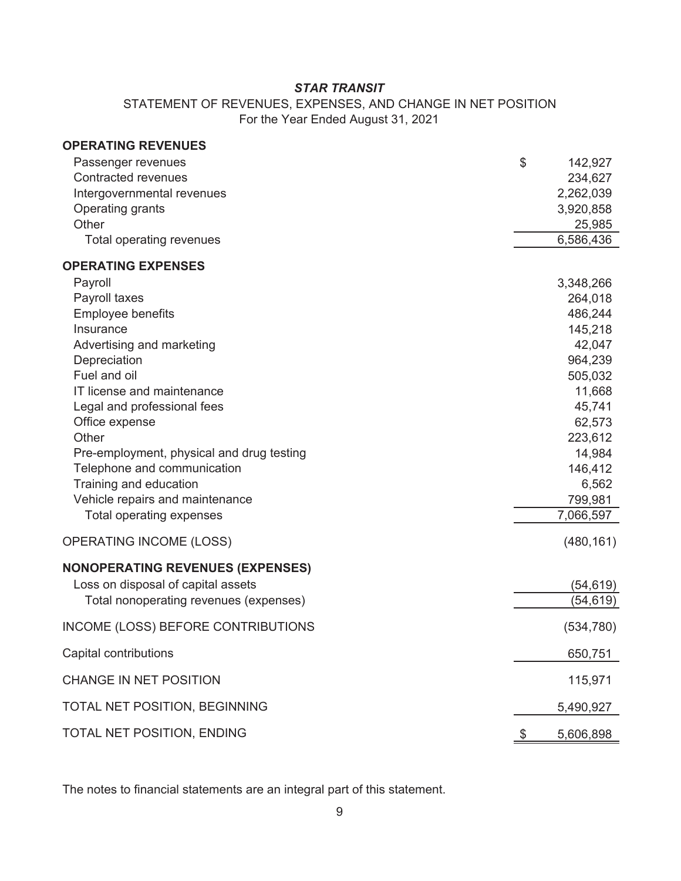***STAR TRANSIT***

STATEMENT OF REVENUES, EXPENSES, AND CHANGE IN NET POSITION

For the Year Ended August 31, 2021

| | |
|---|---|
| **OPERATING REVENUES** | |
| Passenger revenues | $ 142,927 |
| Contracted revenues | 234,627 |
| Intergovernmental revenues | 2,262,039 |
| Operating grants | 3,920,858 |
| Other | 25,985 |
| Total operating revenues | 6,586,436 |
| **OPERATING EXPENSES** | |
| Payroll | 3,348,266 |
| Payroll taxes | 264,018 |
| Employee benefits | 486,244 |
| Insurance | 145,218 |
| Advertising and marketing | 42,047 |
| Depreciation | 964,239 |
| Fuel and oil | 505,032 |
| IT license and maintenance | 11,668 |
| Legal and professional fees | 45,741 |
| Office expense | 62,573 |
| Other | 223,612 |
| Pre-employment, physical and drug testing | 14,984 |
| Telephone and communication | 146,412 |
| Training and education | 6,562 |
| Vehicle repairs and maintenance | 799,981 |
| Total operating expenses | 7,066,597 |
| OPERATING INCOME (LOSS) | (480,161) |
| **NONOPERATING REVENUES (EXPENSES)** | |
| Loss on disposal of capital assets | (54,619) |
| Total nonoperating revenues (expenses) | (54,619) |
| INCOME (LOSS) BEFORE CONTRIBUTIONS | (534,780) |
| Capital contributions | 650,751 |
| CHANGE IN NET POSITION | 115,971 |
| TOTAL NET POSITION, BEGINNING | 5,490,927 |
| TOTAL NET POSITION, ENDING | $ 5,606,898 |

The notes to financial statements are an integral part of this statement.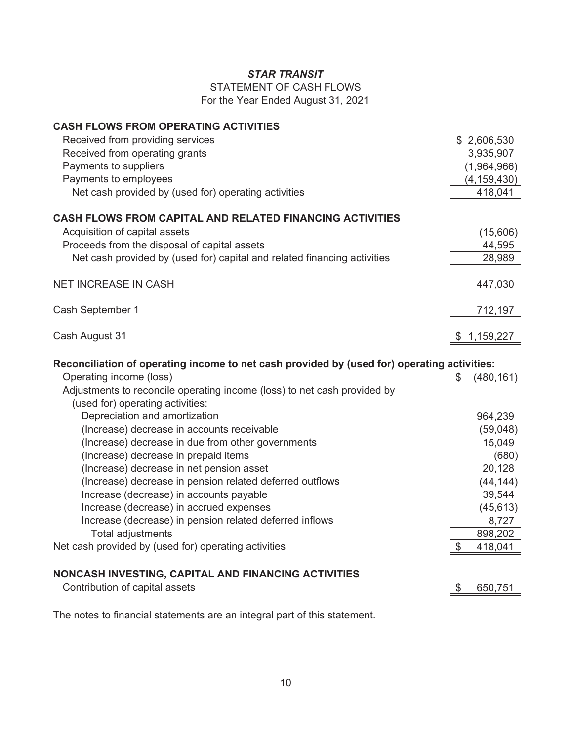***STAR TRANSIT***

STATEMENT OF CASH FLOWS

For the Year Ended August 31, 2021

| | |
|---|---|
| **CASH FLOWS FROM OPERATING ACTIVITIES** | |
| Received from providing services | $ 2,606,530 |
| Received from operating grants | 3,935,907 |
| Payments to suppliers | (1,964,966) |
| Payments to employees | (4,159,430) |
| Net cash provided by (used for) operating activities | 418,041 |
| | |
| **CASH FLOWS FROM CAPITAL AND RELATED FINANCING ACTIVITIES** | |
| Acquisition of capital assets | (15,606) |
| Proceeds from the disposal of capital assets | 44,595 |
| Net cash provided by (used for) capital and related financing activities | 28,989 |
| | |
| NET INCREASE IN CASH | 447,030 |
| | |
| Cash September 1 | 712,197 |
| | |
| Cash August 31 | $ 1,159,227 |
| | |
| **Reconciliation of operating income to net cash provided by (used for) operating activities:** | |
| Operating income (loss) | $ (480,161) |
| Adjustments to reconcile operating income (loss) to net cash provided by (used for) operating activities: | |
| Depreciation and amortization | 964,239 |
| (Increase) decrease in accounts receivable | (59,048) |
| (Increase) decrease in due from other governments | 15,049 |
| (Increase) decrease in prepaid items | (680) |
| (Increase) decrease in net pension asset | 20,128 |
| (Increase) decrease in pension related deferred outflows | (44,144) |
| Increase (decrease) in accounts payable | 39,544 |
| Increase (decrease) in accrued expenses | (45,613) |
| Increase (decrease) in pension related deferred inflows | 8,727 |
| Total adjustments | 898,202 |
| Net cash provided by (used for) operating activities | $ 418,041 |
| | |
| **NONCASH INVESTING, CAPITAL AND FINANCING ACTIVITIES** | |
| Contribution of capital assets | $ 650,751 |

The notes to financial statements are an integral part of this statement.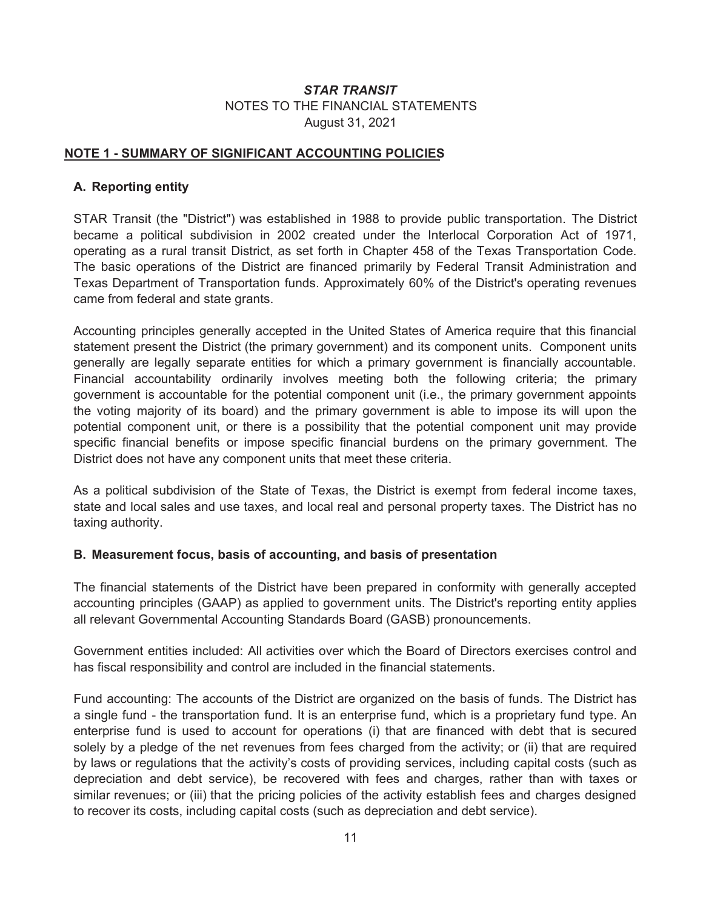***STAR TRANSIT***
NOTES TO THE FINANCIAL STATEMENTS
August 31, 2021

## NOTE 1 - SUMMARY OF SIGNIFICANT ACCOUNTING POLICIES

### A. Reporting entity

STAR Transit (the "District") was established in 1988 to provide public transportation. The District became a political subdivision in 2002 created under the Interlocal Corporation Act of 1971, operating as a rural transit District, as set forth in Chapter 458 of the Texas Transportation Code. The basic operations of the District are financed primarily by Federal Transit Administration and Texas Department of Transportation funds. Approximately 60% of the District's operating revenues came from federal and state grants.

Accounting principles generally accepted in the United States of America require that this financial statement present the District (the primary government) and its component units. Component units generally are legally separate entities for which a primary government is financially accountable. Financial accountability ordinarily involves meeting both the following criteria; the primary government is accountable for the potential component unit (i.e., the primary government appoints the voting majority of its board) and the primary government is able to impose its will upon the potential component unit, or there is a possibility that the potential component unit may provide specific financial benefits or impose specific financial burdens on the primary government. The District does not have any component units that meet these criteria.

As a political subdivision of the State of Texas, the District is exempt from federal income taxes, state and local sales and use taxes, and local real and personal property taxes. The District has no taxing authority.

### B. Measurement focus, basis of accounting, and basis of presentation

The financial statements of the District have been prepared in conformity with generally accepted accounting principles (GAAP) as applied to government units. The District's reporting entity applies all relevant Governmental Accounting Standards Board (GASB) pronouncements.

Government entities included: All activities over which the Board of Directors exercises control and has fiscal responsibility and control are included in the financial statements.

Fund accounting: The accounts of the District are organized on the basis of funds. The District has a single fund - the transportation fund. It is an enterprise fund, which is a proprietary fund type. An enterprise fund is used to account for operations (i) that are financed with debt that is secured solely by a pledge of the net revenues from fees charged from the activity; or (ii) that are required by laws or regulations that the activity's costs of providing services, including capital costs (such as depreciation and debt service), be recovered with fees and charges, rather than with taxes or similar revenues; or (iii) that the pricing policies of the activity establish fees and charges designed to recover its costs, including capital costs (such as depreciation and debt service).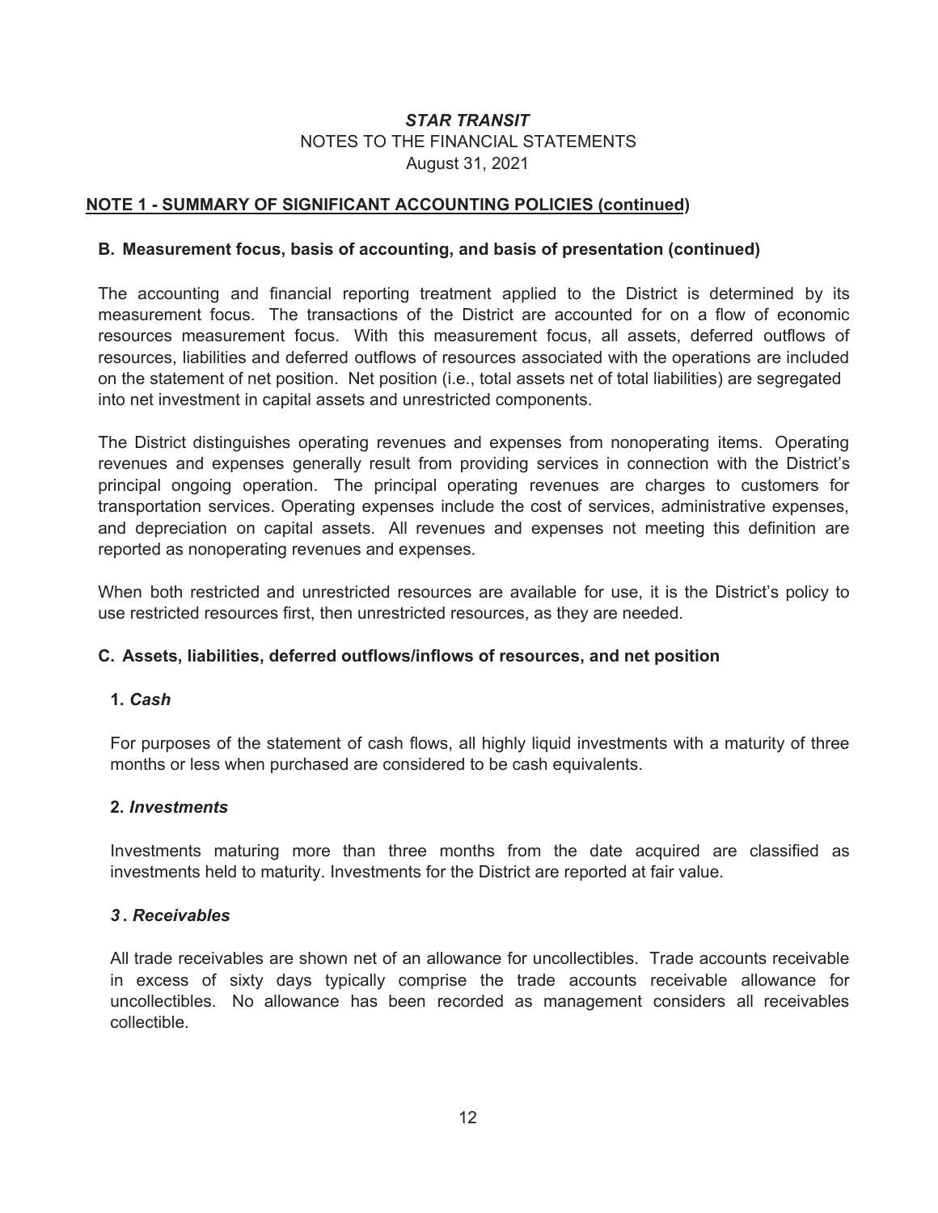## NOTE 1 - SUMMARY OF SIGNIFICANT ACCOUNTING POLICIES (continued)

### B. Measurement focus, basis of accounting, and basis of presentation (continued)

The accounting and financial reporting treatment applied to the District is determined by its measurement focus. The transactions of the District are accounted for on a flow of economic resources measurement focus. With this measurement focus, all assets, deferred outflows of resources, liabilities and deferred outflows of resources associated with the operations are included on the statement of net position. Net position (i.e., total assets net of total liabilities) are segregated into net investment in capital assets and unrestricted components.

The District distinguishes operating revenues and expenses from nonoperating items. Operating revenues and expenses generally result from providing services in connection with the District's principal ongoing operation. The principal operating revenues are charges to customers for transportation services. Operating expenses include the cost of services, administrative expenses, and depreciation on capital assets. All revenues and expenses not meeting this definition are reported as nonoperating revenues and expenses.

When both restricted and unrestricted resources are available for use, it is the District's policy to use restricted resources first, then unrestricted resources, as they are needed.

### C. Assets, liabilities, deferred outflows/inflows of resources, and net position

**1. *Cash***

For purposes of the statement of cash flows, all highly liquid investments with a maturity of three months or less when purchased are considered to be cash equivalents.

**2. *Investments***

Investments maturing more than three months from the date acquired are classified as investments held to maturity. Investments for the District are reported at fair value.

***3. Receivables***

All trade receivables are shown net of an allowance for uncollectibles. Trade accounts receivable in excess of sixty days typically comprise the trade accounts receivable allowance for uncollectibles. No allowance has been recorded as management considers all receivables collectible.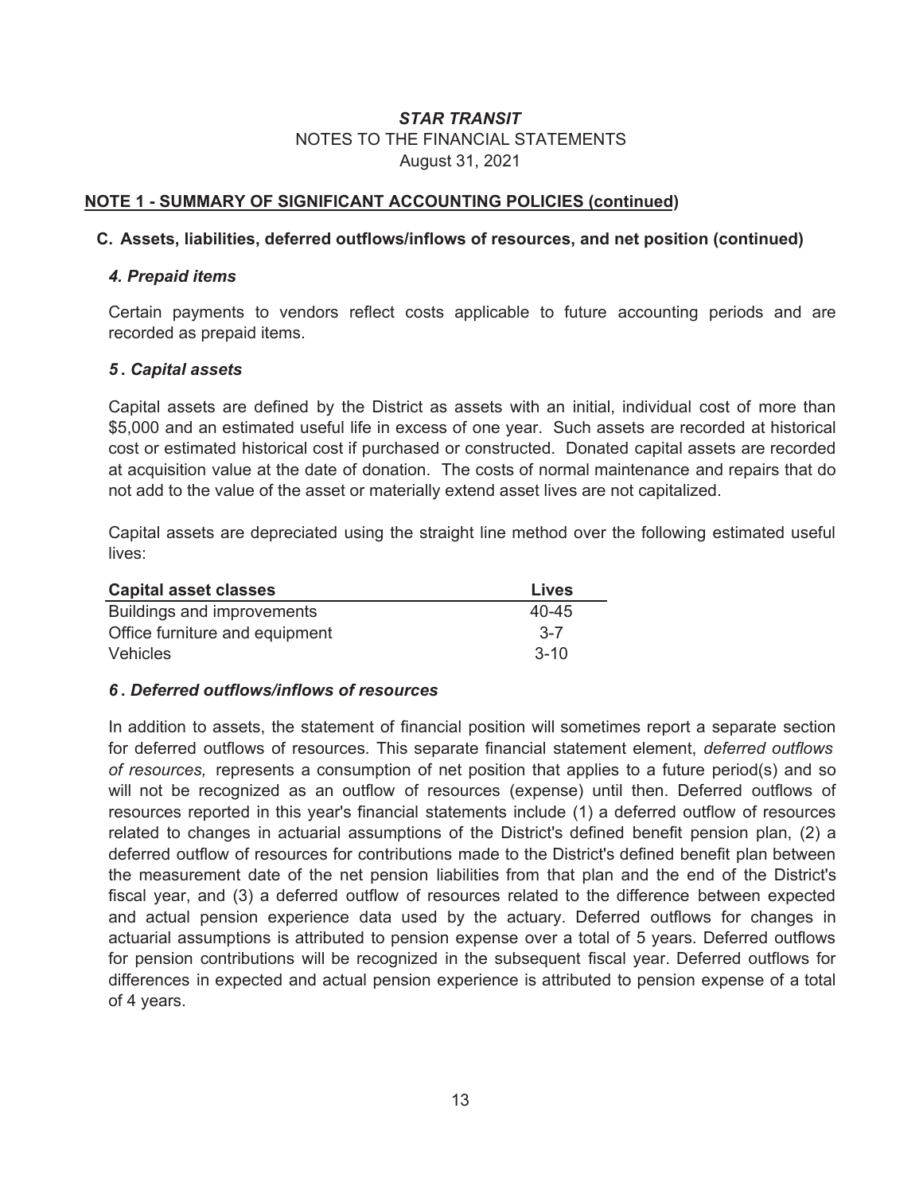**STAR TRANSIT**
NOTES TO THE FINANCIAL STATEMENTS
August 31, 2021

## NOTE 1 - SUMMARY OF SIGNIFICANT ACCOUNTING POLICIES (continued)

### C. Assets, liabilities, deferred outflows/inflows of resources, and net position (continued)

#### *4. Prepaid items*

Certain payments to vendors reflect costs applicable to future accounting periods and are recorded as prepaid items.

#### *5. Capital assets*

Capital assets are defined by the District as assets with an initial, individual cost of more than $5,000 and an estimated useful life in excess of one year. Such assets are recorded at historical cost or estimated historical cost if purchased or constructed. Donated capital assets are recorded at acquisition value at the date of donation. The costs of normal maintenance and repairs that do not add to the value of the asset or materially extend asset lives are not capitalized.

Capital assets are depreciated using the straight line method over the following estimated useful lives:

| Capital asset classes | Lives |
|---|---|
| Buildings and improvements | 40-45 |
| Office furniture and equipment | 3-7 |
| Vehicles | 3-10 |

#### *6. Deferred outflows/inflows of resources*

In addition to assets, the statement of financial position will sometimes report a separate section for deferred outflows of resources. This separate financial statement element, *deferred outflows of resources,* represents a consumption of net position that applies to a future period(s) and so will not be recognized as an outflow of resources (expense) until then. Deferred outflows of resources reported in this year's financial statements include (1) a deferred outflow of resources related to changes in actuarial assumptions of the District's defined benefit pension plan, (2) a deferred outflow of resources for contributions made to the District's defined benefit plan between the measurement date of the net pension liabilities from that plan and the end of the District's fiscal year, and (3) a deferred outflow of resources related to the difference between expected and actual pension experience data used by the actuary. Deferred outflows for changes in actuarial assumptions is attributed to pension expense over a total of 5 years. Deferred outflows for pension contributions will be recognized in the subsequent fiscal year. Deferred outflows for differences in expected and actual pension experience is attributed to pension expense of a total of 4 years.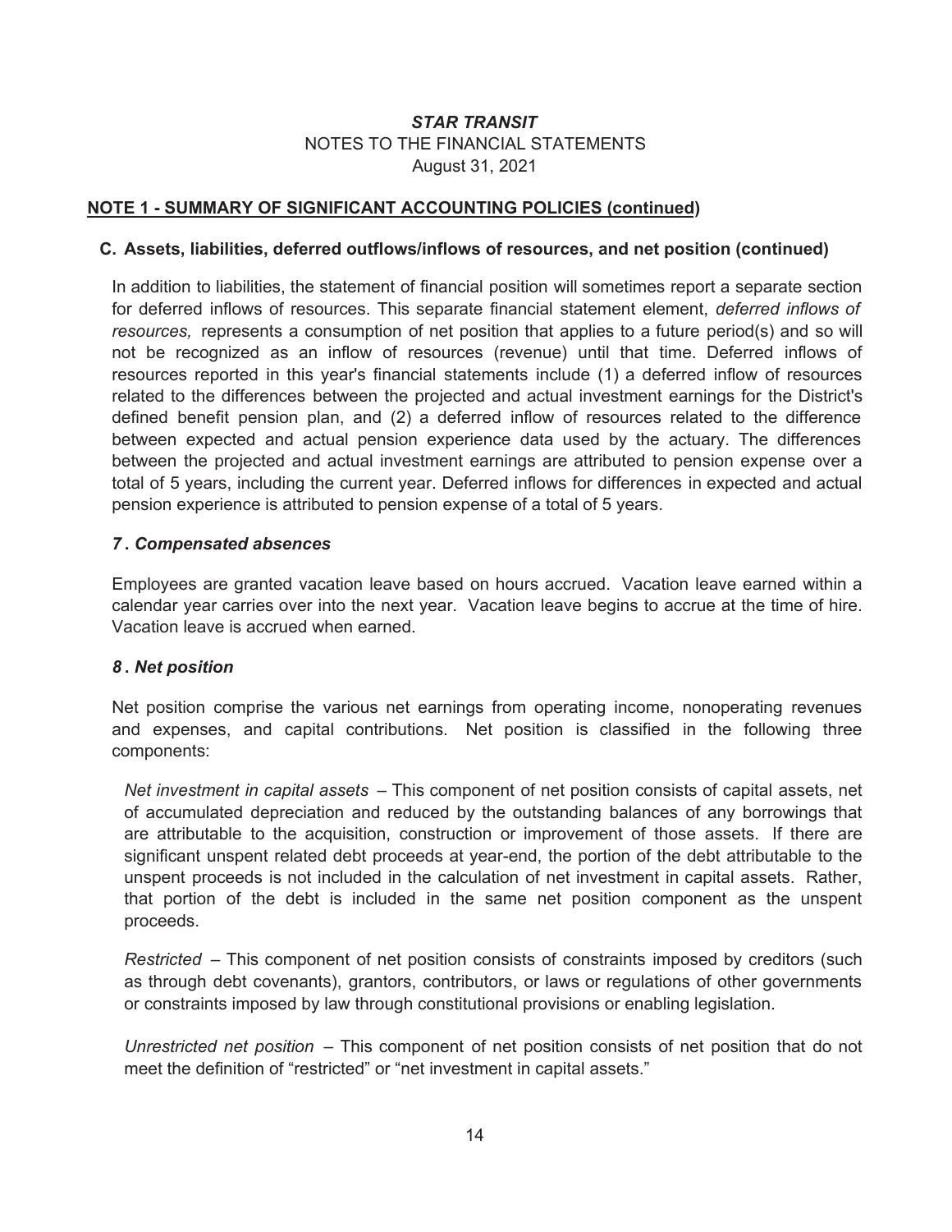**STAR TRANSIT**
NOTES TO THE FINANCIAL STATEMENTS
August 31, 2021

## NOTE 1 - SUMMARY OF SIGNIFICANT ACCOUNTING POLICIES (continued)

### C. Assets, liabilities, deferred outflows/inflows of resources, and net position (continued)

In addition to liabilities, the statement of financial position will sometimes report a separate section for deferred inflows of resources. This separate financial statement element, *deferred inflows of resources,* represents a consumption of net position that applies to a future period(s) and so will not be recognized as an inflow of resources (revenue) until that time. Deferred inflows of resources reported in this year's financial statements include (1) a deferred inflow of resources related to the differences between the projected and actual investment earnings for the District's defined benefit pension plan, and (2) a deferred inflow of resources related to the difference between expected and actual pension experience data used by the actuary. The differences between the projected and actual investment earnings are attributed to pension expense over a total of 5 years, including the current year. Deferred inflows for differences in expected and actual pension experience is attributed to pension expense of a total of 5 years.

#### *7. Compensated absences*

Employees are granted vacation leave based on hours accrued. Vacation leave earned within a calendar year carries over into the next year. Vacation leave begins to accrue at the time of hire. Vacation leave is accrued when earned.

#### *8. Net position*

Net position comprise the various net earnings from operating income, nonoperating revenues and expenses, and capital contributions. Net position is classified in the following three components:

*Net investment in capital assets* – This component of net position consists of capital assets, net of accumulated depreciation and reduced by the outstanding balances of any borrowings that are attributable to the acquisition, construction or improvement of those assets. If there are significant unspent related debt proceeds at year-end, the portion of the debt attributable to the unspent proceeds is not included in the calculation of net investment in capital assets. Rather, that portion of the debt is included in the same net position component as the unspent proceeds.

*Restricted* – This component of net position consists of constraints imposed by creditors (such as through debt covenants), grantors, contributors, or laws or regulations of other governments or constraints imposed by law through constitutional provisions or enabling legislation.

*Unrestricted net position* – This component of net position consists of net position that do not meet the definition of "restricted" or "net investment in capital assets."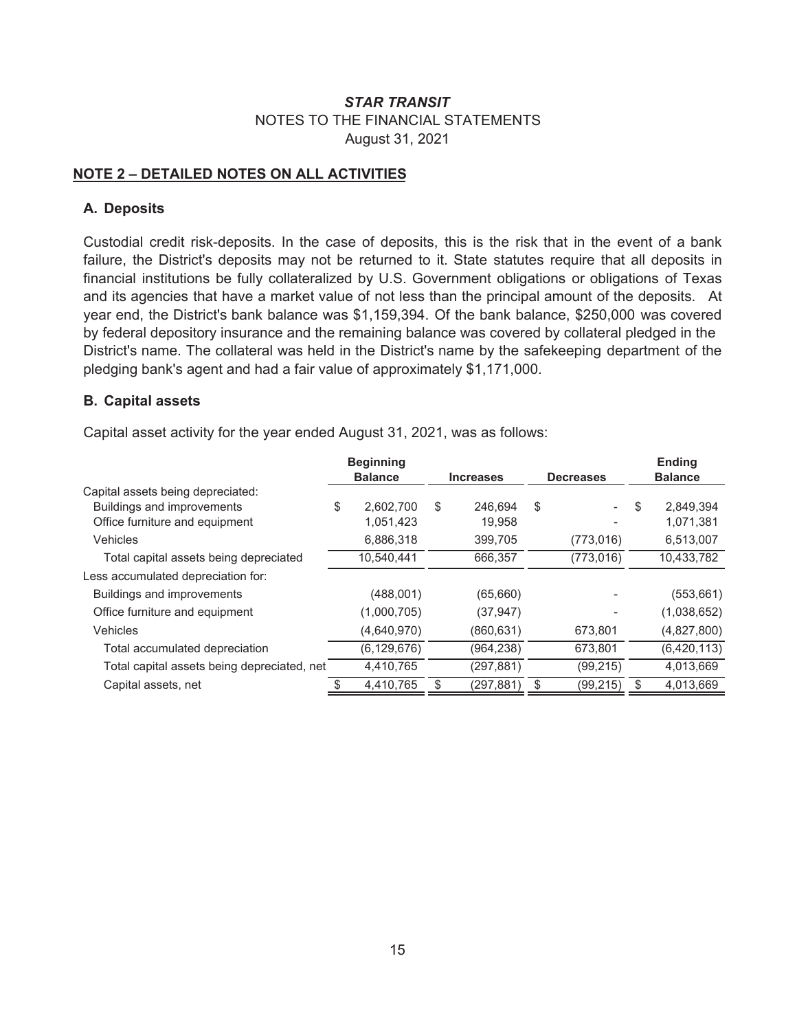# *STAR TRANSIT*

NOTES TO THE FINANCIAL STATEMENTS

August 31, 2021

## NOTE 2 – DETAILED NOTES ON ALL ACTIVITIES

### A. Deposits

Custodial credit risk-deposits. In the case of deposits, this is the risk that in the event of a bank failure, the District's deposits may not be returned to it. State statutes require that all deposits in financial institutions be fully collateralized by U.S. Government obligations or obligations of Texas and its agencies that have a market value of not less than the principal amount of the deposits. At year end, the District's bank balance was $1,159,394. Of the bank balance, $250,000 was covered by federal depository insurance and the remaining balance was covered by collateral pledged in the District's name. The collateral was held in the District's name by the safekeeping department of the pledging bank's agent and had a fair value of approximately $1,171,000.

### B. Capital assets

Capital asset activity for the year ended August 31, 2021, was as follows:

| | Beginning Balance | Increases | Decreases | Ending Balance |
|---|---|---|---|---|
| Capital assets being depreciated: | | | | |
| Buildings and improvements | $ 2,602,700 | $ 246,694 | $ - | $ 2,849,394 |
| Office furniture and equipment | 1,051,423 | 19,958 | - | 1,071,381 |
| Vehicles | 6,886,318 | 399,705 | (773,016) | 6,513,007 |
| Total capital assets being depreciated | 10,540,441 | 666,357 | (773,016) | 10,433,782 |
| Less accumulated depreciation for: | | | | |
| Buildings and improvements | (488,001) | (65,660) | - | (553,661) |
| Office furniture and equipment | (1,000,705) | (37,947) | - | (1,038,652) |
| Vehicles | (4,640,970) | (860,631) | 673,801 | (4,827,800) |
| Total accumulated depreciation | (6,129,676) | (964,238) | 673,801 | (6,420,113) |
| Total capital assets being depreciated, net | 4,410,765 | (297,881) | (99,215) | 4,013,669 |
| Capital assets, net | $ 4,410,765 | $ (297,881) | $ (99,215) | $ 4,013,669 |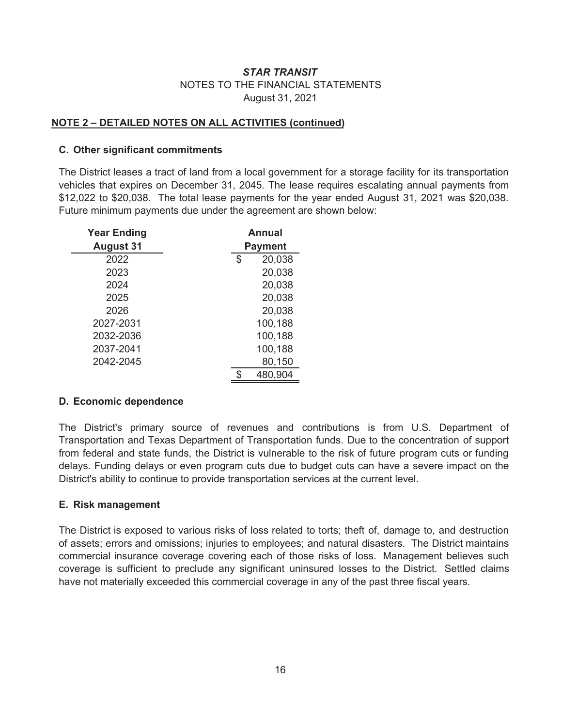### STAR TRANSIT
NOTES TO THE FINANCIAL STATEMENTS
August 31, 2021

**NOTE 2 – DETAILED NOTES ON ALL ACTIVITIES (continued)**

**C. Other significant commitments**

The District leases a tract of land from a local government for a storage facility for its transportation vehicles that expires on December 31, 2045. The lease requires escalating annual payments from $12,022 to $20,038. The total lease payments for the year ended August 31, 2021 was $20,038. Future minimum payments due under the agreement are shown below:

| Year Ending August 31 | Annual Payment |
|---|---|
| 2022 | $ 20,038 |
| 2023 | 20,038 |
| 2024 | 20,038 |
| 2025 | 20,038 |
| 2026 | 20,038 |
| 2027-2031 | 100,188 |
| 2032-2036 | 100,188 |
| 2037-2041 | 100,188 |
| 2042-2045 | 80,150 |
| | $ 480,904 |

**D. Economic dependence**

The District's primary source of revenues and contributions is from U.S. Department of Transportation and Texas Department of Transportation funds. Due to the concentration of support from federal and state funds, the District is vulnerable to the risk of future program cuts or funding delays. Funding delays or even program cuts due to budget cuts can have a severe impact on the District's ability to continue to provide transportation services at the current level.

**E. Risk management**

The District is exposed to various risks of loss related to torts; theft of, damage to, and destruction of assets; errors and omissions; injuries to employees; and natural disasters. The District maintains commercial insurance coverage covering each of those risks of loss. Management believes such coverage is sufficient to preclude any significant uninsured losses to the District. Settled claims have not materially exceeded this commercial coverage in any of the past three fiscal years.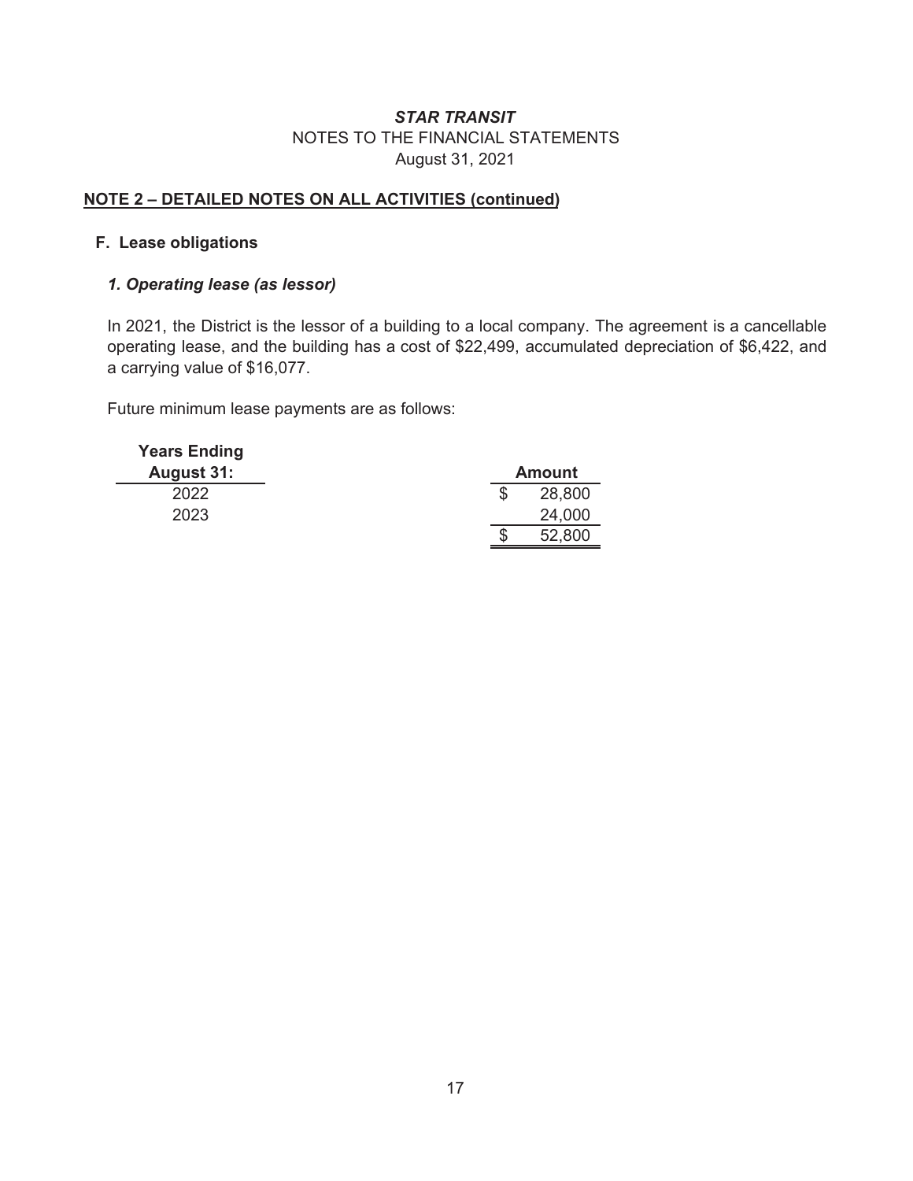**STAR TRANSIT**
NOTES TO THE FINANCIAL STATEMENTS
August 31, 2021

## NOTE 2 – DETAILED NOTES ON ALL ACTIVITIES (continued)

### F. Lease obligations

#### *1. Operating lease (as lessor)*

In 2021, the District is the lessor of a building to a local company. The agreement is a cancellable operating lease, and the building has a cost of $22,499, accumulated depreciation of $6,422, and a carrying value of $16,077.

Future minimum lease payments are as follows:

| Years Ending August 31: | Amount |
|---|---|
| 2022 | $ 28,800 |
| 2023 | 24,000 |
| | $ 52,800 |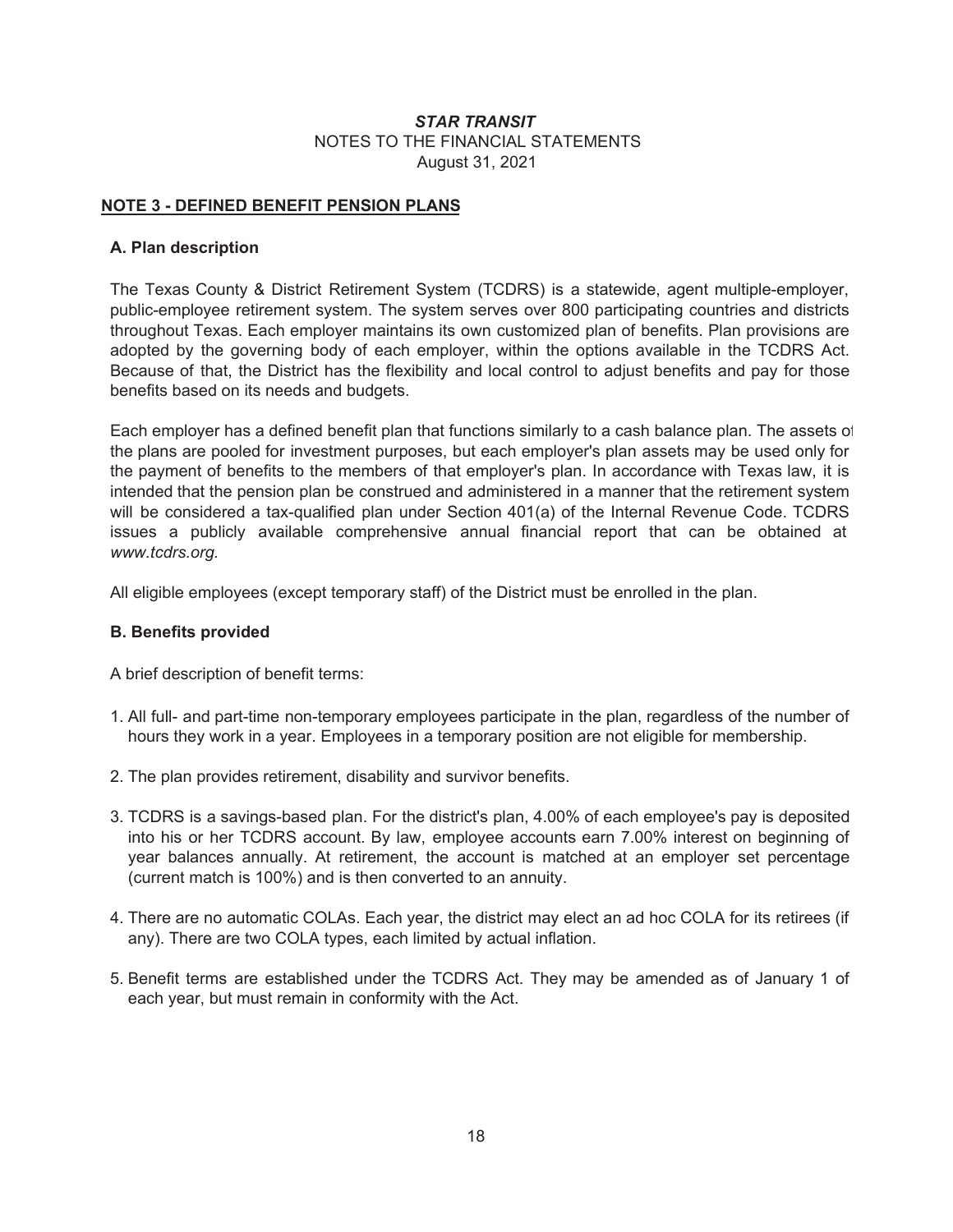**STAR TRANSIT**
NOTES TO THE FINANCIAL STATEMENTS
August 31, 2021

## NOTE 3 - DEFINED BENEFIT PENSION PLANS

### A. Plan description

The Texas County & District Retirement System (TCDRS) is a statewide, agent multiple-employer, public-employee retirement system. The system serves over 800 participating countries and districts throughout Texas. Each employer maintains its own customized plan of benefits. Plan provisions are adopted by the governing body of each employer, within the options available in the TCDRS Act. Because of that, the District has the flexibility and local control to adjust benefits and pay for those benefits based on its needs and budgets.

Each employer has a defined benefit plan that functions similarly to a cash balance plan. The assets of the plans are pooled for investment purposes, but each employer's plan assets may be used only for the payment of benefits to the members of that employer's plan. In accordance with Texas law, it is intended that the pension plan be construed and administered in a manner that the retirement system will be considered a tax-qualified plan under Section 401(a) of the Internal Revenue Code. TCDRS issues a publicly available comprehensive annual financial report that can be obtained at *www.tcdrs.org.*

All eligible employees (except temporary staff) of the District must be enrolled in the plan.

### B. Benefits provided

A brief description of benefit terms:

1. All full- and part-time non-temporary employees participate in the plan, regardless of the number of hours they work in a year. Employees in a temporary position are not eligible for membership.

2. The plan provides retirement, disability and survivor benefits.

3. TCDRS is a savings-based plan. For the district's plan, 4.00% of each employee's pay is deposited into his or her TCDRS account. By law, employee accounts earn 7.00% interest on beginning of year balances annually. At retirement, the account is matched at an employer set percentage (current match is 100%) and is then converted to an annuity.

4. There are no automatic COLAs. Each year, the district may elect an ad hoc COLA for its retirees (if any). There are two COLA types, each limited by actual inflation.

5. Benefit terms are established under the TCDRS Act. They may be amended as of January 1 of each year, but must remain in conformity with the Act.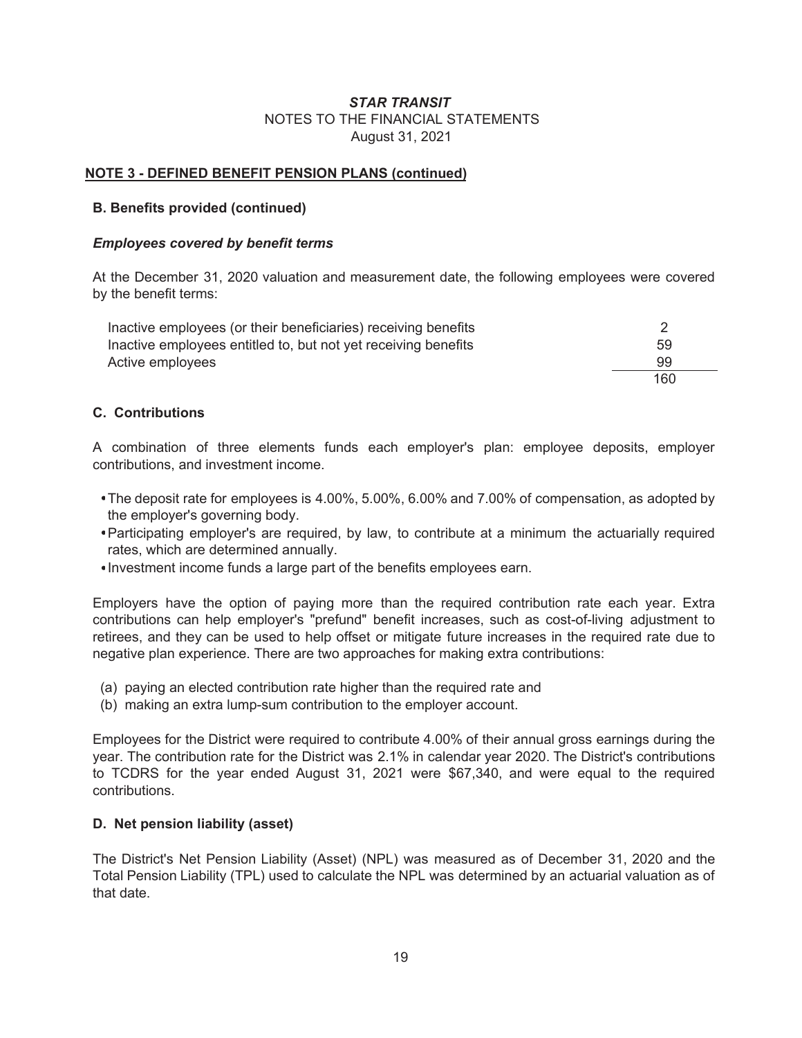# *STAR TRANSIT*

NOTES TO THE FINANCIAL STATEMENTS

August 31, 2021

## NOTE 3 - DEFINED BENEFIT PENSION PLANS (continued)

### B. Benefits provided (continued)

#### *Employees covered by benefit terms*

At the December 31, 2020 valuation and measurement date, the following employees were covered by the benefit terms:

| | |
|---|---|
| Inactive employees (or their beneficiaries) receiving benefits | 2 |
| Inactive employees entitled to, but not yet receiving benefits | 59 |
| Active employees | 99 |
| | 160 |

### C. Contributions

A combination of three elements funds each employer's plan: employee deposits, employer contributions, and investment income.

- The deposit rate for employees is 4.00%, 5.00%, 6.00% and 7.00% of compensation, as adopted by the employer's governing body.
- Participating employer's are required, by law, to contribute at a minimum the actuarially required rates, which are determined annually.
- Investment income funds a large part of the benefits employees earn.

Employers have the option of paying more than the required contribution rate each year. Extra contributions can help employer's "prefund" benefit increases, such as cost-of-living adjustment to retirees, and they can be used to help offset or mitigate future increases in the required rate due to negative plan experience. There are two approaches for making extra contributions:

(a) paying an elected contribution rate higher than the required rate and
(b) making an extra lump-sum contribution to the employer account.

Employees for the District were required to contribute 4.00% of their annual gross earnings during the year. The contribution rate for the District was 2.1% in calendar year 2020. The District's contributions to TCDRS for the year ended August 31, 2021 were $67,340, and were equal to the required contributions.

### D. Net pension liability (asset)

The District's Net Pension Liability (Asset) (NPL) was measured as of December 31, 2020 and the Total Pension Liability (TPL) used to calculate the NPL was determined by an actuarial valuation as of that date.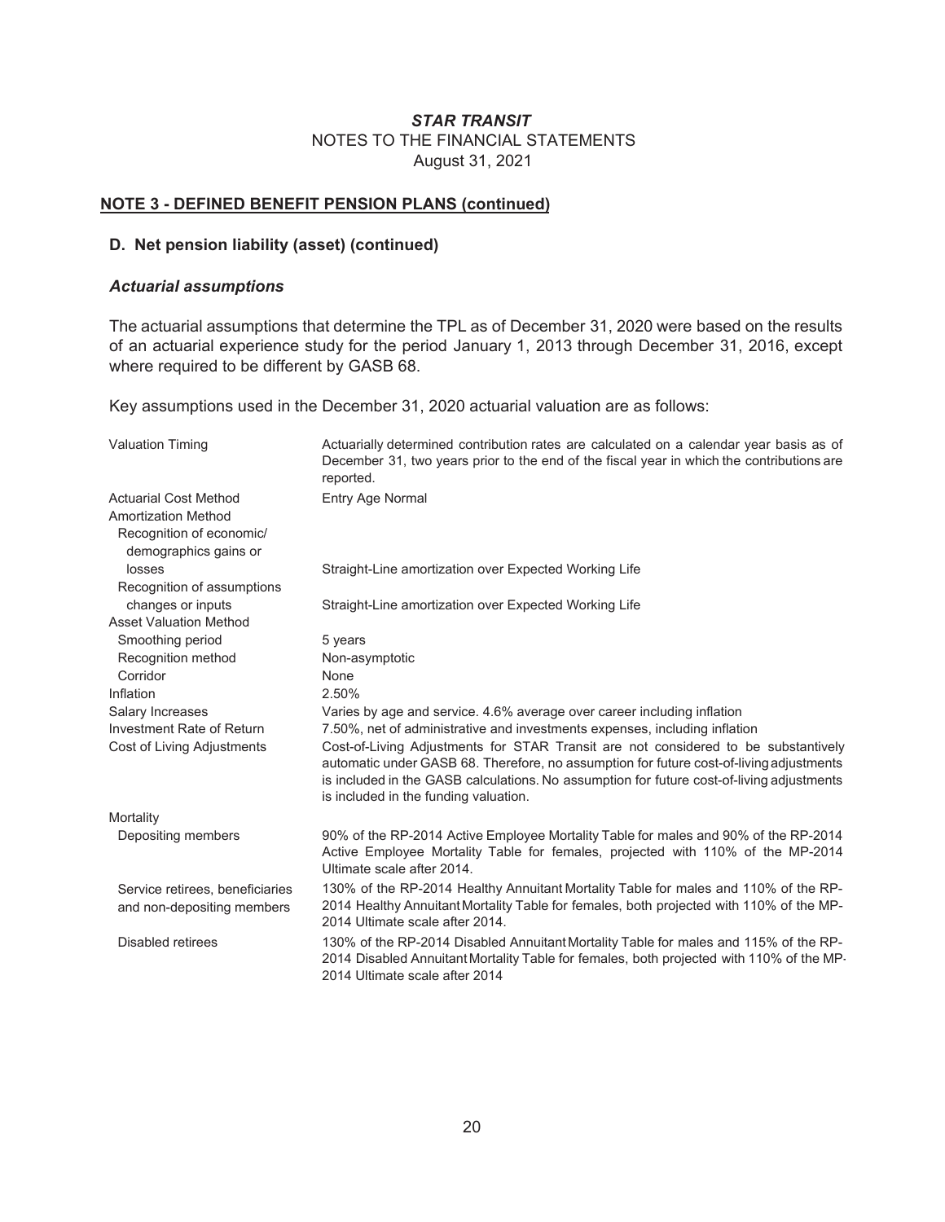### *STAR TRANSIT*
NOTES TO THE FINANCIAL STATEMENTS
August 31, 2021

**NOTE 3 - DEFINED BENEFIT PENSION PLANS (continued)**

**D. Net pension liability (asset) (continued)**

***Actuarial assumptions***

The actuarial assumptions that determine the TPL as of December 31, 2020 were based on the results of an actuarial experience study for the period January 1, 2013 through December 31, 2016, except where required to be different by GASB 68.

Key assumptions used in the December 31, 2020 actuarial valuation are as follows:

| | |
|---|---|
| Valuation Timing | Actuarially determined contribution rates are calculated on a calendar year basis as of December 31, two years prior to the end of the fiscal year in which the contributions are reported. |
| Actuarial Cost Method | Entry Age Normal |
| Amortization Method | |
| Recognition of economic/ demographics gains or losses | Straight-Line amortization over Expected Working Life |
| Recognition of assumptions changes or inputs | Straight-Line amortization over Expected Working Life |
| Asset Valuation Method | |
| Smoothing period | 5 years |
| Recognition method | Non-asymptotic |
| Corridor | None |
| Inflation | 2.50% |
| Salary Increases | Varies by age and service. 4.6% average over career including inflation |
| Investment Rate of Return | 7.50%, net of administrative and investments expenses, including inflation |
| Cost of Living Adjustments | Cost-of-Living Adjustments for STAR Transit are not considered to be substantively automatic under GASB 68. Therefore, no assumption for future cost-of-living adjustments is included in the GASB calculations. No assumption for future cost-of-living adjustments is included in the funding valuation. |
| Mortality | |
| Depositing members | 90% of the RP-2014 Active Employee Mortality Table for males and 90% of the RP-2014 Active Employee Mortality Table for females, projected with 110% of the MP-2014 Ultimate scale after 2014. |
| Service retirees, beneficiaries and non-depositing members | 130% of the RP-2014 Healthy Annuitant Mortality Table for males and 110% of the RP-2014 Healthy Annuitant Mortality Table for females, both projected with 110% of the MP-2014 Ultimate scale after 2014. |
| Disabled retirees | 130% of the RP-2014 Disabled Annuitant Mortality Table for males and 115% of the RP-2014 Disabled Annuitant Mortality Table for females, both projected with 110% of the MP-2014 Ultimate scale after 2014 |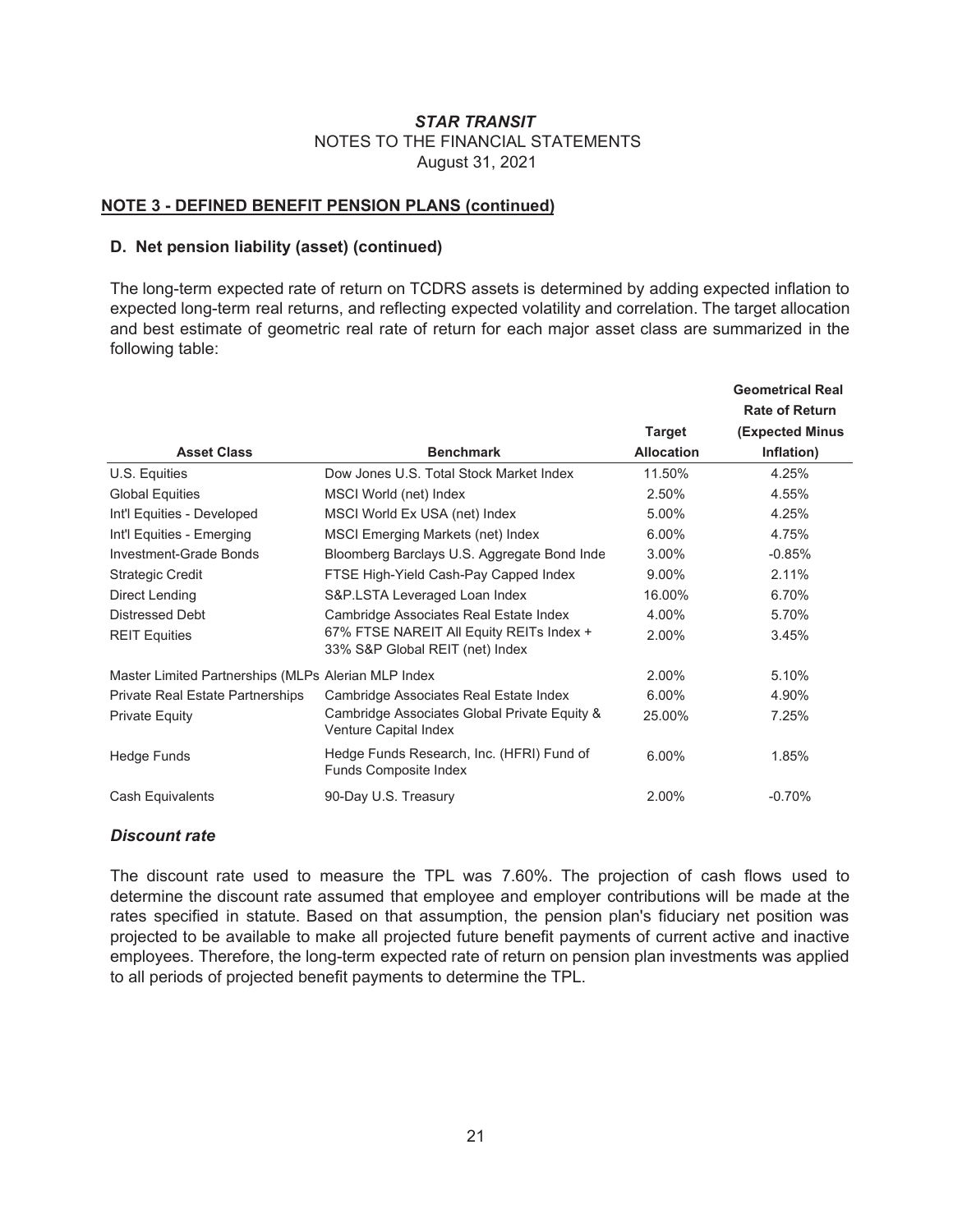**STAR TRANSIT**
NOTES TO THE FINANCIAL STATEMENTS
August 31, 2021

## NOTE 3 - DEFINED BENEFIT PENSION PLANS (continued)

### D. Net pension liability (asset) (continued)

The long-term expected rate of return on TCDRS assets is determined by adding expected inflation to expected long-term real returns, and reflecting expected volatility and correlation. The target allocation and best estimate of geometric real rate of return for each major asset class are summarized in the following table:

| Asset Class | Benchmark | Target Allocation | Geometrical Real Rate of Return (Expected Minus Inflation) |
|---|---|---|---|
| U.S. Equities | Dow Jones U.S. Total Stock Market Index | 11.50% | 4.25% |
| Global Equities | MSCI World (net) Index | 2.50% | 4.55% |
| Int'l Equities - Developed | MSCI World Ex USA (net) Index | 5.00% | 4.25% |
| Int'l Equities - Emerging | MSCI Emerging Markets (net) Index | 6.00% | 4.75% |
| Investment-Grade Bonds | Bloomberg Barclays U.S. Aggregate Bond Inde | 3.00% | -0.85% |
| Strategic Credit | FTSE High-Yield Cash-Pay Capped Index | 9.00% | 2.11% |
| Direct Lending | S&P.LSTA Leveraged Loan Index | 16.00% | 6.70% |
| Distressed Debt | Cambridge Associates Real Estate Index | 4.00% | 5.70% |
| REIT Equities | 67% FTSE NAREIT All Equity REITs Index + 33% S&P Global REIT (net) Index | 2.00% | 3.45% |
| Master Limited Partnerships (MLPs | Alerian MLP Index | 2.00% | 5.10% |
| Private Real Estate Partnerships | Cambridge Associates Real Estate Index | 6.00% | 4.90% |
| Private Equity | Cambridge Associates Global Private Equity & Venture Capital Index | 25.00% | 7.25% |
| Hedge Funds | Hedge Funds Research, Inc. (HFRI) Fund of Funds Composite Index | 6.00% | 1.85% |
| Cash Equivalents | 90-Day U.S. Treasury | 2.00% | -0.70% |

***Discount rate***

The discount rate used to measure the TPL was 7.60%. The projection of cash flows used to determine the discount rate assumed that employee and employer contributions will be made at the rates specified in statute. Based on that assumption, the pension plan's fiduciary net position was projected to be available to make all projected future benefit payments of current active and inactive employees. Therefore, the long-term expected rate of return on pension plan investments was applied to all periods of projected benefit payments to determine the TPL.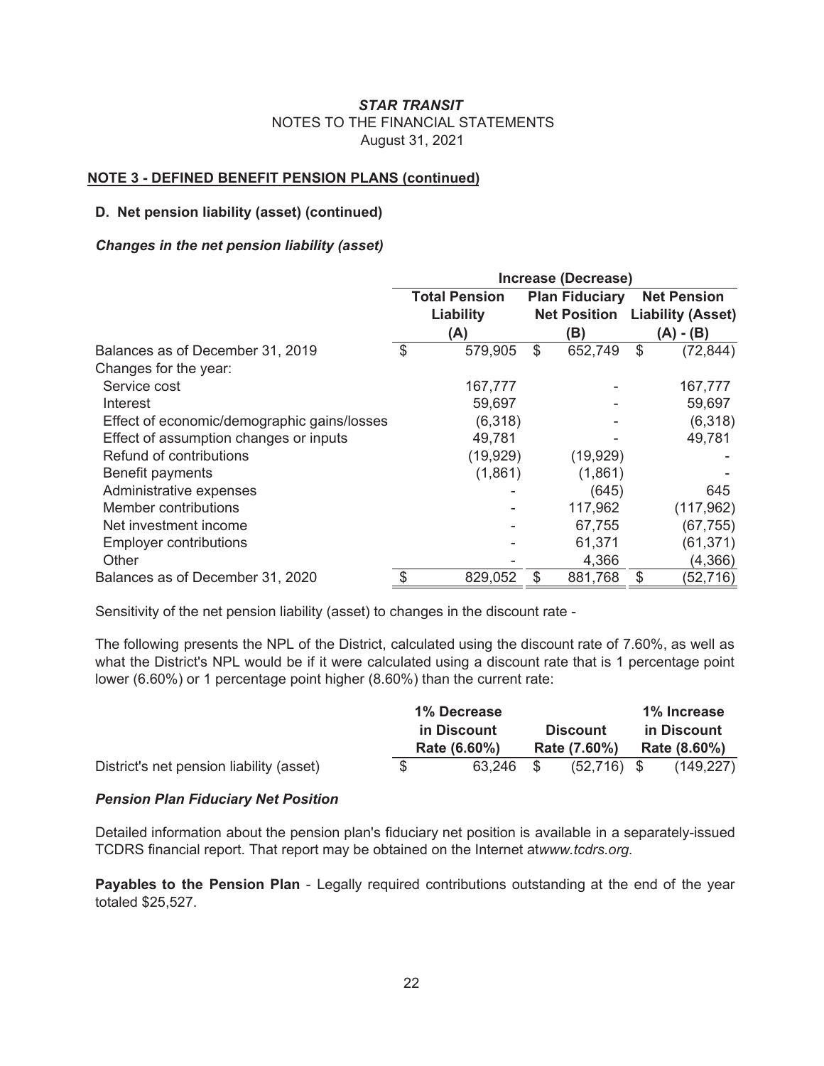# *STAR TRANSIT*

NOTES TO THE FINANCIAL STATEMENTS

August 31, 2021

**NOTE 3 - DEFINED BENEFIT PENSION PLANS (continued)**

**D. Net pension liability (asset) (continued)**

***Changes in the net pension liability (asset)***

| | Increase (Decrease) | | |
|---|---|---|---|
| | Total Pension Liability (A) | Plan Fiduciary Net Position (B) | Net Pension Liability (Asset) (A) - (B) |
| Balances as of December 31, 2019 | $ 579,905 | $ 652,749 | $ (72,844) |
| Changes for the year: | | | |
| Service cost | 167,777 | - | 167,777 |
| Interest | 59,697 | - | 59,697 |
| Effect of economic/demographic gains/losses | (6,318) | - | (6,318) |
| Effect of assumption changes or inputs | 49,781 | - | 49,781 |
| Refund of contributions | (19,929) | (19,929) | - |
| Benefit payments | (1,861) | (1,861) | - |
| Administrative expenses | - | (645) | 645 |
| Member contributions | - | 117,962 | (117,962) |
| Net investment income | - | 67,755 | (67,755) |
| Employer contributions | - | 61,371 | (61,371) |
| Other | - | 4,366 | (4,366) |
| Balances as of December 31, 2020 | $ 829,052 | $ 881,768 | $ (52,716) |

Sensitivity of the net pension liability (asset) to changes in the discount rate -

The following presents the NPL of the District, calculated using the discount rate of 7.60%, as well as what the District's NPL would be if it were calculated using a discount rate that is 1 percentage point lower (6.60%) or 1 percentage point higher (8.60%) than the current rate:

| | 1% Decrease in Discount Rate (6.60%) | Discount Rate (7.60%) | 1% Increase in Discount Rate (8.60%) |
|---|---|---|---|
| District's net pension liability (asset) | $ 63,246 | $ (52,716) | $ (149,227) |

***Pension Plan Fiduciary Net Position***

Detailed information about the pension plan's fiduciary net position is available in a separately-issued TCDRS financial report. That report may be obtained on the Internet at*www.tcdrs.org.*

**Payables to the Pension Plan** - Legally required contributions outstanding at the end of the year totaled $25,527.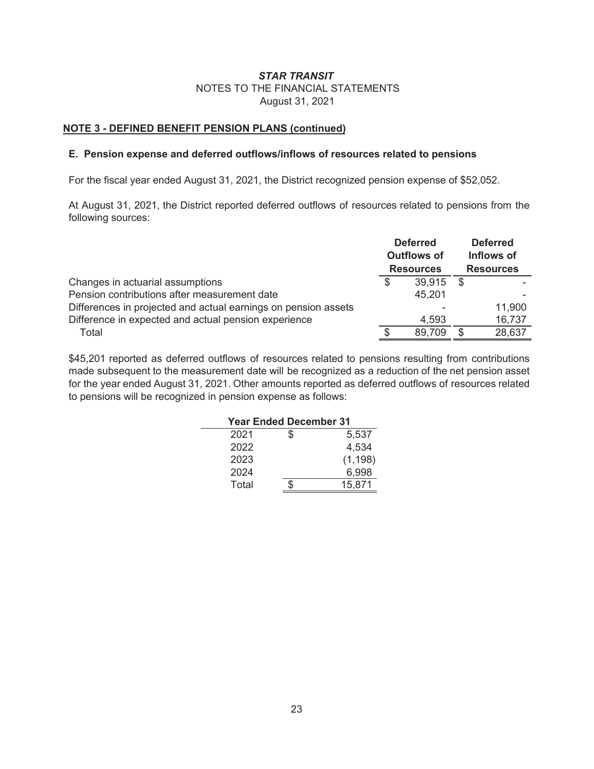***STAR TRANSIT***
NOTES TO THE FINANCIAL STATEMENTS
August 31, 2021

**NOTE 3 - DEFINED BENEFIT PENSION PLANS (continued)**

**E. Pension expense and deferred outflows/inflows of resources related to pensions**

For the fiscal year ended August 31, 2021, the District recognized pension expense of $52,052.

At August 31, 2021, the District reported deferred outflows of resources related to pensions from the following sources:

| | Deferred Outflows of Resources | Deferred Inflows of Resources |
|---|---|---|
| Changes in actuarial assumptions | $ 39,915 | $ - |
| Pension contributions after measurement date | 45,201 | - |
| Differences in projected and actual earnings on pension assets | - | 11,900 |
| Difference in expected and actual pension experience | 4,593 | 16,737 |
| Total | $ 89,709 | $ 28,637 |

$45,201 reported as deferred outflows of resources related to pensions resulting from contributions made subsequent to the measurement date will be recognized as a reduction of the net pension asset for the year ended August 31, 2021. Other amounts reported as deferred outflows of resources related to pensions will be recognized in pension expense as follows:

| Year Ended December 31 | |
|---|---|
| 2021 | $ 5,537 |
| 2022 | 4,534 |
| 2023 | (1,198) |
| 2024 | 6,998 |
| Total | $ 15,871 |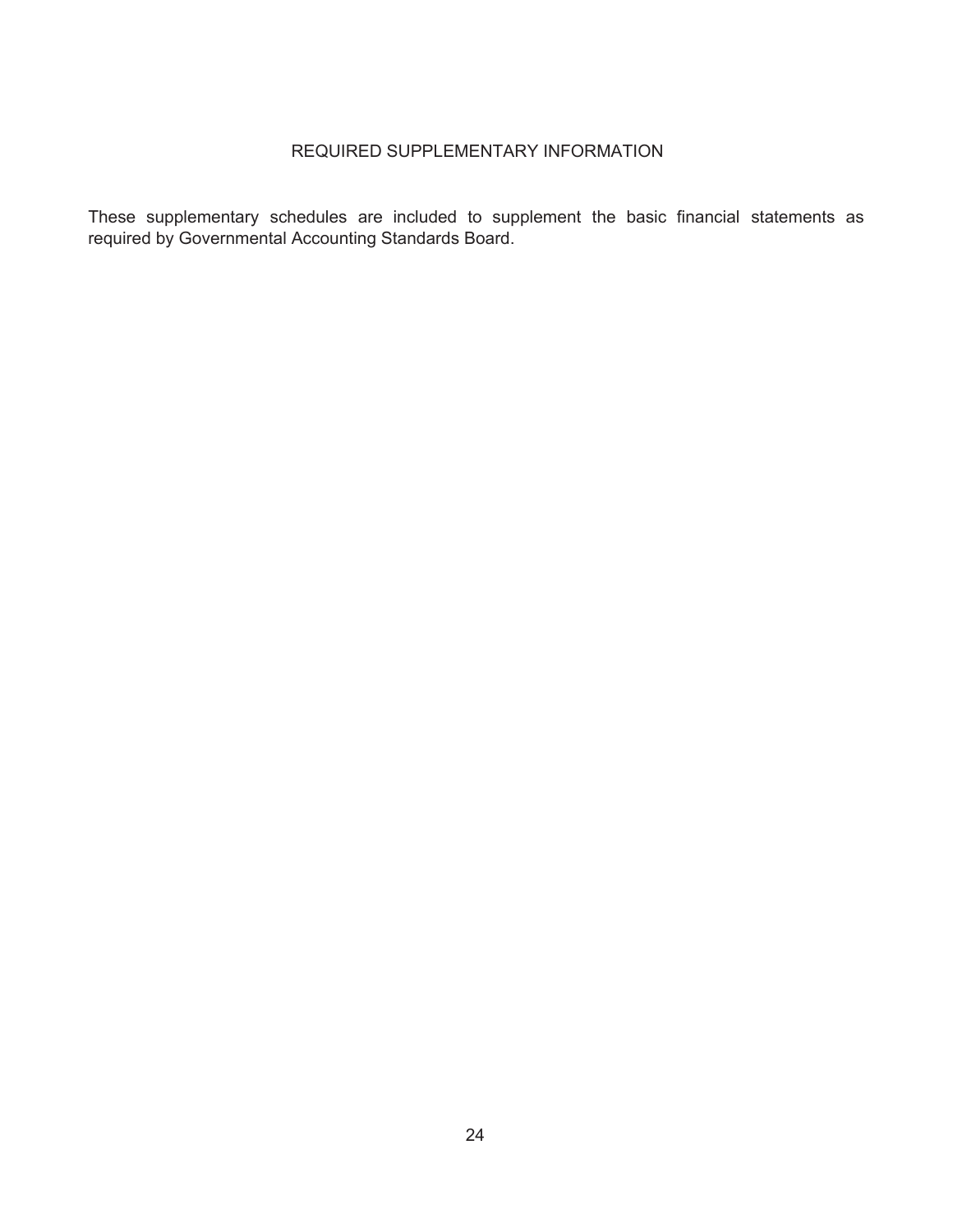# REQUIRED SUPPLEMENTARY INFORMATION

These supplementary schedules are included to supplement the basic financial statements as required by Governmental Accounting Standards Board.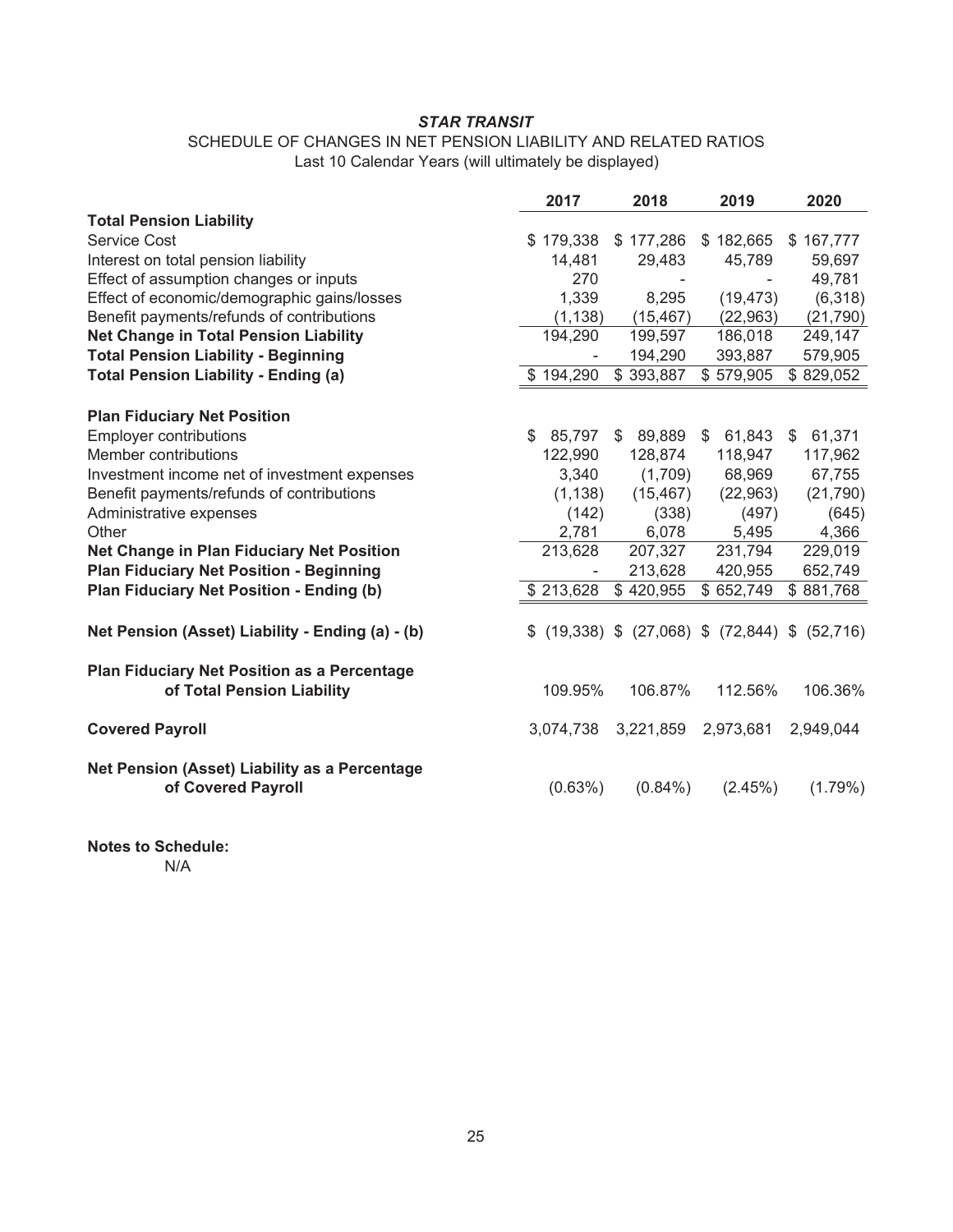***STAR TRANSIT***

SCHEDULE OF CHANGES IN NET PENSION LIABILITY AND RELATED RATIOS
Last 10 Calendar Years (will ultimately be displayed)

| | 2017 | 2018 | 2019 | 2020 |
|---|---|---|---|---|
| **Total Pension Liability** | | | | |
| Service Cost | $ 179,338 | $ 177,286 | $ 182,665 | $ 167,777 |
| Interest on total pension liability | 14,481 | 29,483 | 45,789 | 59,697 |
| Effect of assumption changes or inputs | 270 | - | - | 49,781 |
| Effect of economic/demographic gains/losses | 1,339 | 8,295 | (19,473) | (6,318) |
| Benefit payments/refunds of contributions | (1,138) | (15,467) | (22,963) | (21,790) |
| **Net Change in Total Pension Liability** | 194,290 | 199,597 | 186,018 | 249,147 |
| **Total Pension Liability - Beginning** | - | 194,290 | 393,887 | 579,905 |
| **Total Pension Liability - Ending (a)** | $ 194,290 | $ 393,887 | $ 579,905 | $ 829,052 |
| | | | | |
| **Plan Fiduciary Net Position** | | | | |
| Employer contributions | $ 85,797 | $ 89,889 | $ 61,843 | $ 61,371 |
| Member contributions | 122,990 | 128,874 | 118,947 | 117,962 |
| Investment income net of investment expenses | 3,340 | (1,709) | 68,969 | 67,755 |
| Benefit payments/refunds of contributions | (1,138) | (15,467) | (22,963) | (21,790) |
| Administrative expenses | (142) | (338) | (497) | (645) |
| Other | 2,781 | 6,078 | 5,495 | 4,366 |
| **Net Change in Plan Fiduciary Net Position** | 213,628 | 207,327 | 231,794 | 229,019 |
| **Plan Fiduciary Net Position - Beginning** | - | 213,628 | 420,955 | 652,749 |
| **Plan Fiduciary Net Position - Ending (b)** | $ 213,628 | $ 420,955 | $ 652,749 | $ 881,768 |
| | | | | |
| **Net Pension (Asset) Liability - Ending (a) - (b)** | $ (19,338) | $ (27,068) | $ (72,844) | $ (52,716) |
| | | | | |
| **Plan Fiduciary Net Position as a Percentage of Total Pension Liability** | 109.95% | 106.87% | 112.56% | 106.36% |
| | | | | |
| **Covered Payroll** | 3,074,738 | 3,221,859 | 2,973,681 | 2,949,044 |
| | | | | |
| **Net Pension (Asset) Liability as a Percentage of Covered Payroll** | (0.63%) | (0.84%) | (2.45%) | (1.79%) |

**Notes to Schedule:**

N/A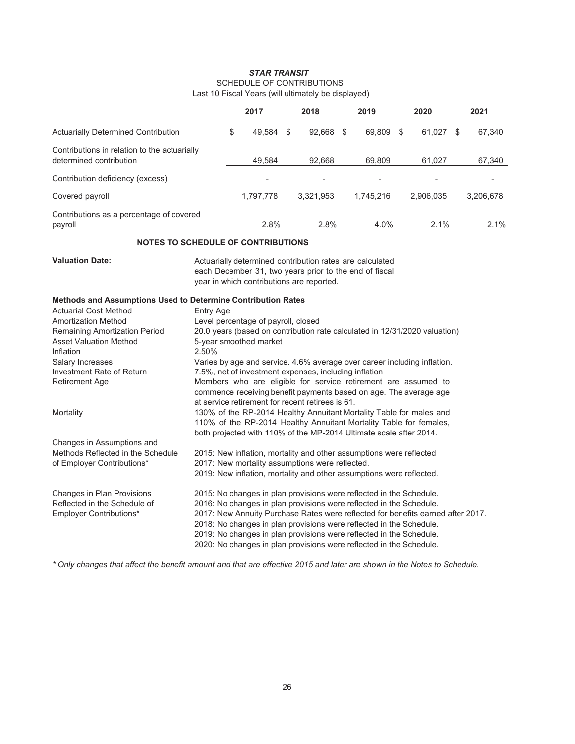# *STAR TRANSIT*

## SCHEDULE OF CONTRIBUTIONS

Last 10 Fiscal Years (will ultimately be displayed)

| | 2017 | 2018 | 2019 | 2020 | 2021 |
|---|---|---|---|---|---|
| Actuarially Determined Contribution | $ 49,584 | $ 92,668 | $ 69,809 | $ 61,027 | $ 67,340 |
| Contributions in relation to the actuarially determined contribution | 49,584 | 92,668 | 69,809 | 61,027 | 67,340 |
| Contribution deficiency (excess) | - | - | - | - | - |
| Covered payroll | 1,797,778 | 3,321,953 | 1,745,216 | 2,906,035 | 3,206,678 |
| Contributions as a percentage of covered payroll | 2.8% | 2.8% | 4.0% | 2.1% | 2.1% |

### NOTES TO SCHEDULE OF CONTRIBUTIONS

**Valuation Date:** Actuarially determined contribution rates are calculated each December 31, two years prior to the end of fiscal year in which contributions are reported.

**Methods and Assumptions Used to Determine Contribution Rates**

| | |
|---|---|
| Actuarial Cost Method | Entry Age |
| Amortization Method | Level percentage of payroll, closed |
| Remaining Amortization Period | 20.0 years (based on contribution rate calculated in 12/31/2020 valuation) |
| Asset Valuation Method | 5-year smoothed market |
| Inflation | 2.50% |
| Salary Increases | Varies by age and service. 4.6% average over career including inflation. |
| Investment Rate of Return | 7.5%, net of investment expenses, including inflation |
| Retirement Age | Members who are eligible for service retirement are assumed to commence receiving benefit payments based on age. The average age at service retirement for recent retirees is 61. |
| Mortality | 130% of the RP-2014 Healthy Annuitant Mortality Table for males and 110% of the RP-2014 Healthy Annuitant Mortality Table for females, both projected with 110% of the MP-2014 Ultimate scale after 2014. |
| Changes in Assumptions and Methods Reflected in the Schedule of Employer Contributions* | 2015: New inflation, mortality and other assumptions were reflected<br>2017: New mortality assumptions were reflected.<br>2019: New inflation, mortality and other assumptions were reflected. |
| Changes in Plan Provisions Reflected in the Schedule of Employer Contributions* | 2015: No changes in plan provisions were reflected in the Schedule.<br>2016: No changes in plan provisions were reflected in the Schedule.<br>2017: New Annuity Purchase Rates were reflected for benefits earned after 2017.<br>2018: No changes in plan provisions were reflected in the Schedule.<br>2019: No changes in plan provisions were reflected in the Schedule.<br>2020: No changes in plan provisions were reflected in the Schedule. |

*\* Only changes that affect the benefit amount and that are effective 2015 and later are shown in the Notes to Schedule.*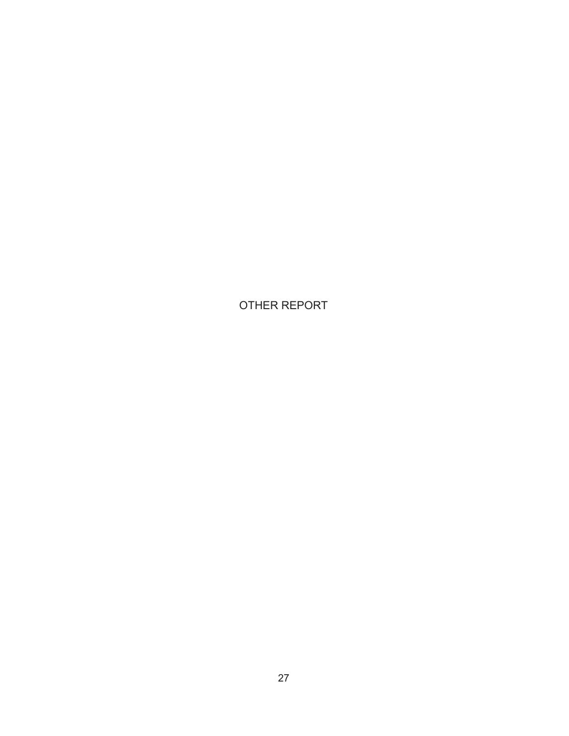# OTHER REPORT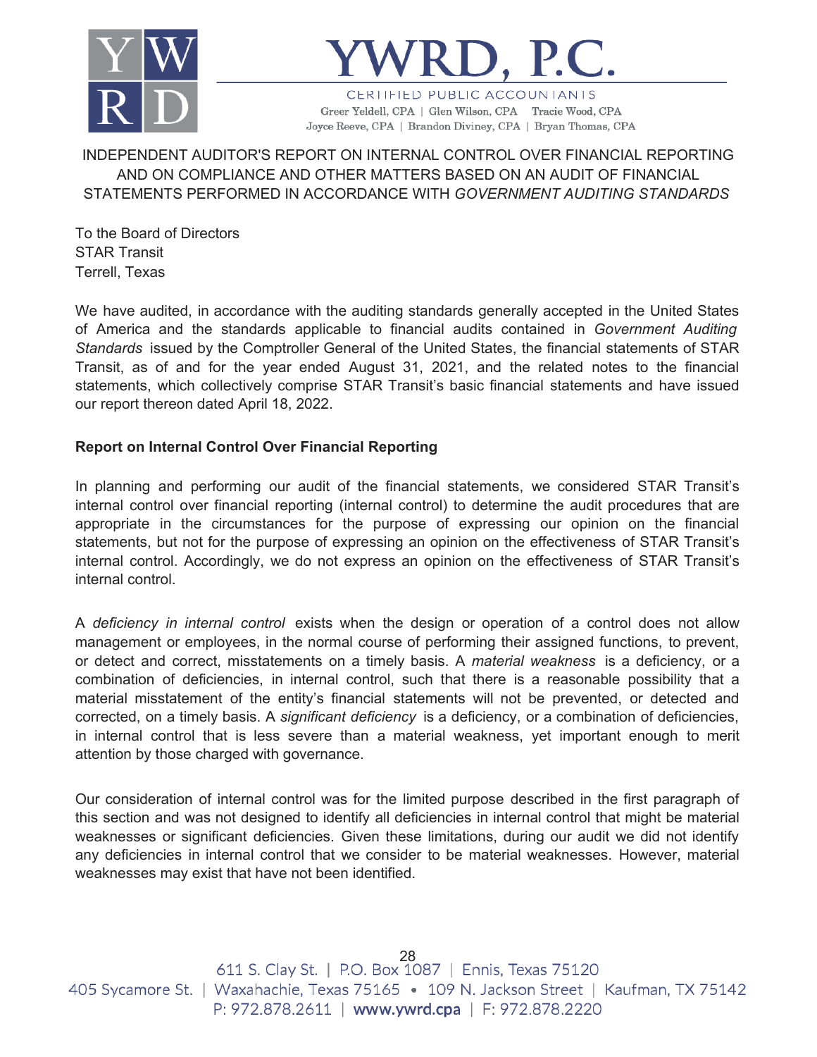# YWRD, P.C.

CERTIFIED PUBLIC ACCOUNTANTS

Greer Yeldell, CPA | Glen Wilson, CPA   Tracie Wood, CPA
Joyce Reeve, CPA | Brandon Diviney, CPA | Bryan Thomas, CPA

## INDEPENDENT AUDITOR'S REPORT ON INTERNAL CONTROL OVER FINANCIAL REPORTING AND ON COMPLIANCE AND OTHER MATTERS BASED ON AN AUDIT OF FINANCIAL STATEMENTS PERFORMED IN ACCORDANCE WITH *GOVERNMENT AUDITING STANDARDS*

To the Board of Directors
STAR Transit
Terrell, Texas

We have audited, in accordance with the auditing standards generally accepted in the United States of America and the standards applicable to financial audits contained in *Government Auditing Standards* issued by the Comptroller General of the United States, the financial statements of STAR Transit, as of and for the year ended August 31, 2021, and the related notes to the financial statements, which collectively comprise STAR Transit's basic financial statements and have issued our report thereon dated April 18, 2022.

**Report on Internal Control Over Financial Reporting**

In planning and performing our audit of the financial statements, we considered STAR Transit's internal control over financial reporting (internal control) to determine the audit procedures that are appropriate in the circumstances for the purpose of expressing our opinion on the financial statements, but not for the purpose of expressing an opinion on the effectiveness of STAR Transit's internal control. Accordingly, we do not express an opinion on the effectiveness of STAR Transit's internal control.

A *deficiency in internal control* exists when the design or operation of a control does not allow management or employees, in the normal course of performing their assigned functions, to prevent, or detect and correct, misstatements on a timely basis. A *material weakness* is a deficiency, or a combination of deficiencies, in internal control, such that there is a reasonable possibility that a material misstatement of the entity's financial statements will not be prevented, or detected and corrected, on a timely basis. A *significant deficiency* is a deficiency, or a combination of deficiencies, in internal control that is less severe than a material weakness, yet important enough to merit attention by those charged with governance.

Our consideration of internal control was for the limited purpose described in the first paragraph of this section and was not designed to identify all deficiencies in internal control that might be material weaknesses or significant deficiencies. Given these limitations, during our audit we did not identify any deficiencies in internal control that we consider to be material weaknesses. However, material weaknesses may exist that have not been identified.

611 S. Clay St. | P.O. Box 1087 | Ennis, Texas 75120
405 Sycamore St. | Waxahachie, Texas 75165 • 109 N. Jackson Street | Kaufman, TX 75142
P: 972.878.2611 | www.ywrd.cpa | F: 972.878.2220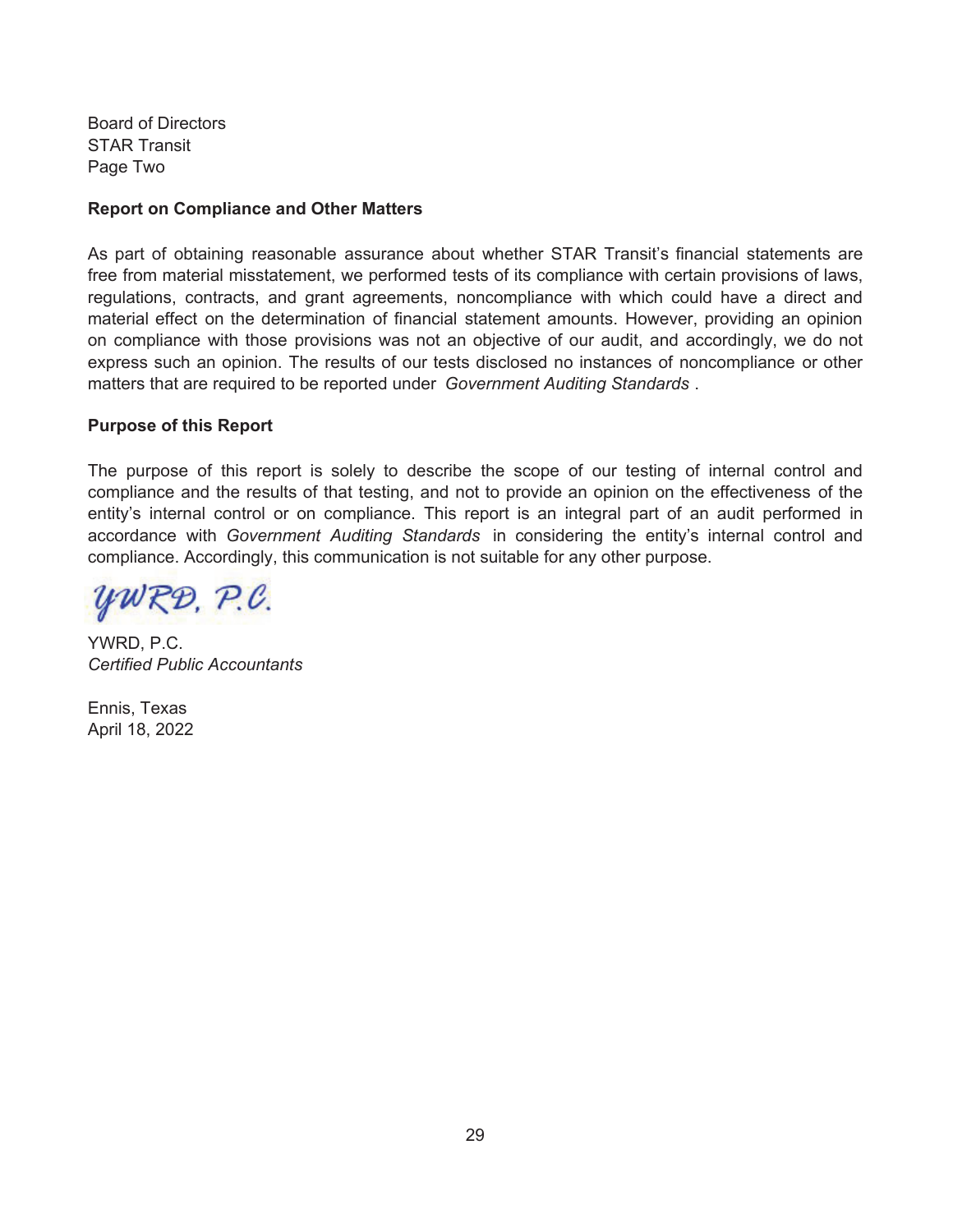Board of Directors
STAR Transit
Page Two

**Report on Compliance and Other Matters**

As part of obtaining reasonable assurance about whether STAR Transit's financial statements are free from material misstatement, we performed tests of its compliance with certain provisions of laws, regulations, contracts, and grant agreements, noncompliance with which could have a direct and material effect on the determination of financial statement amounts. However, providing an opinion on compliance with those provisions was not an objective of our audit, and accordingly, we do not express such an opinion. The results of our tests disclosed no instances of noncompliance or other matters that are required to be reported under *Government Auditing Standards* .

**Purpose of this Report**

The purpose of this report is solely to describe the scope of our testing of internal control and compliance and the results of that testing, and not to provide an opinion on the effectiveness of the entity's internal control or on compliance. This report is an integral part of an audit performed in accordance with *Government Auditing Standards* in considering the entity's internal control and compliance. Accordingly, this communication is not suitable for any other purpose.

YWRD, P.C.

YWRD, P.C.
*Certified Public Accountants*

Ennis, Texas
April 18, 2022